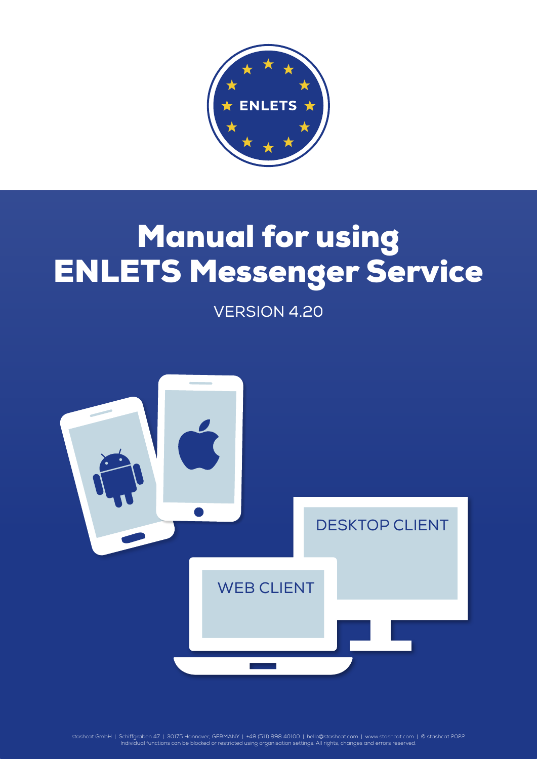ENLETS

# Manual for using ENLETS Messenger Service

VERSION 4.20

DESKTOP CLIENT

WEB CLIENT

stashcat GmbH | Schiffgraben 47 | 30175 Hannover, GERMANY | +49 (511) 898 40100 | hello@stashcat.com | www.stashcat.com | © stashcat 2022
Individual functions can be blocked or restricted using organisation settings. All rights, changes and errors reserved.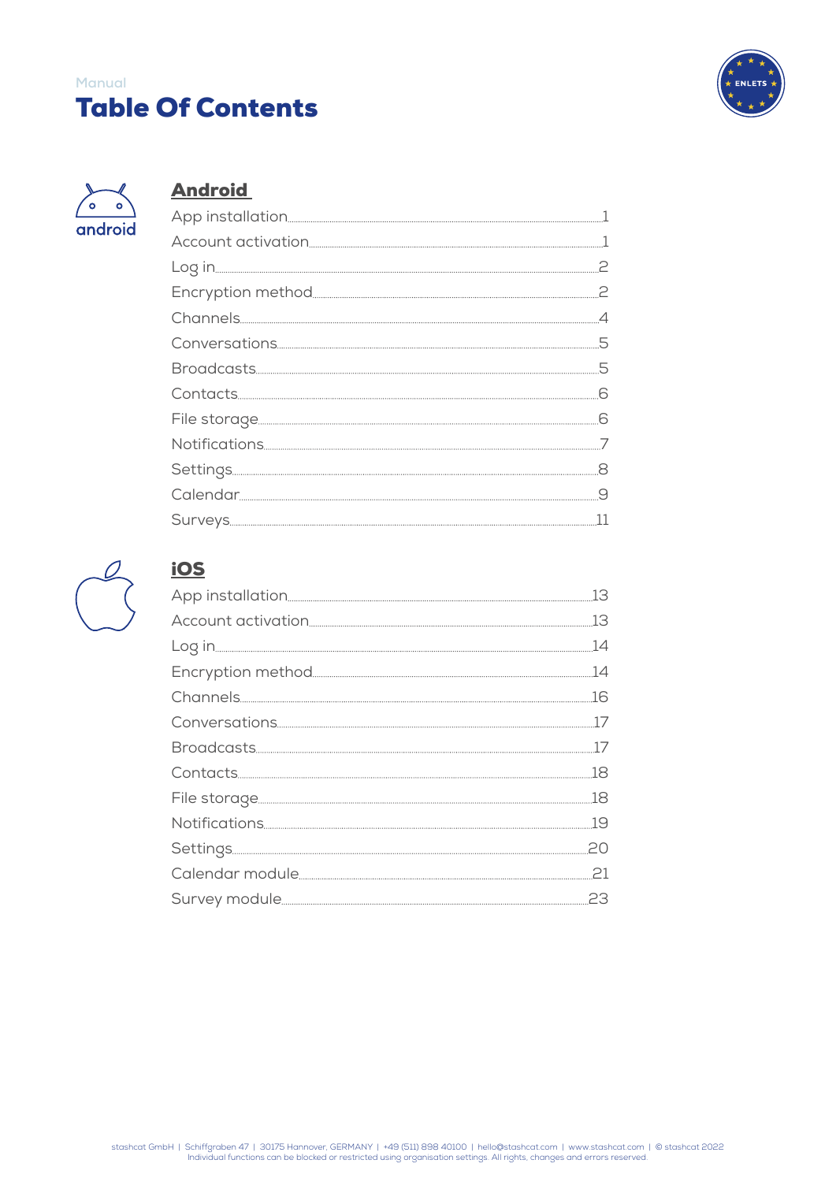Manual

# Table Of Contents

## Android

| Section | Page |
|---|---|
| App installation | 1 |
| Account activation | 1 |
| Log in | 2 |
| Encryption method | 2 |
| Channels | 4 |
| Conversations | 5 |
| Broadcasts | 5 |
| Contacts | 6 |
| File storage | 6 |
| Notifications | 7 |
| Settings | 8 |
| Calendar | 9 |
| Surveys | 11 |

## iOS

| Section | Page |
|---|---|
| App installation | 13 |
| Account activation | 13 |
| Log in | 14 |
| Encryption method | 14 |
| Channels | 16 |
| Conversations | 17 |
| Broadcasts | 17 |
| Contacts | 18 |
| File storage | 18 |
| Notifications | 19 |
| Settings | 20 |
| Calendar module | 21 |
| Survey module | 23 |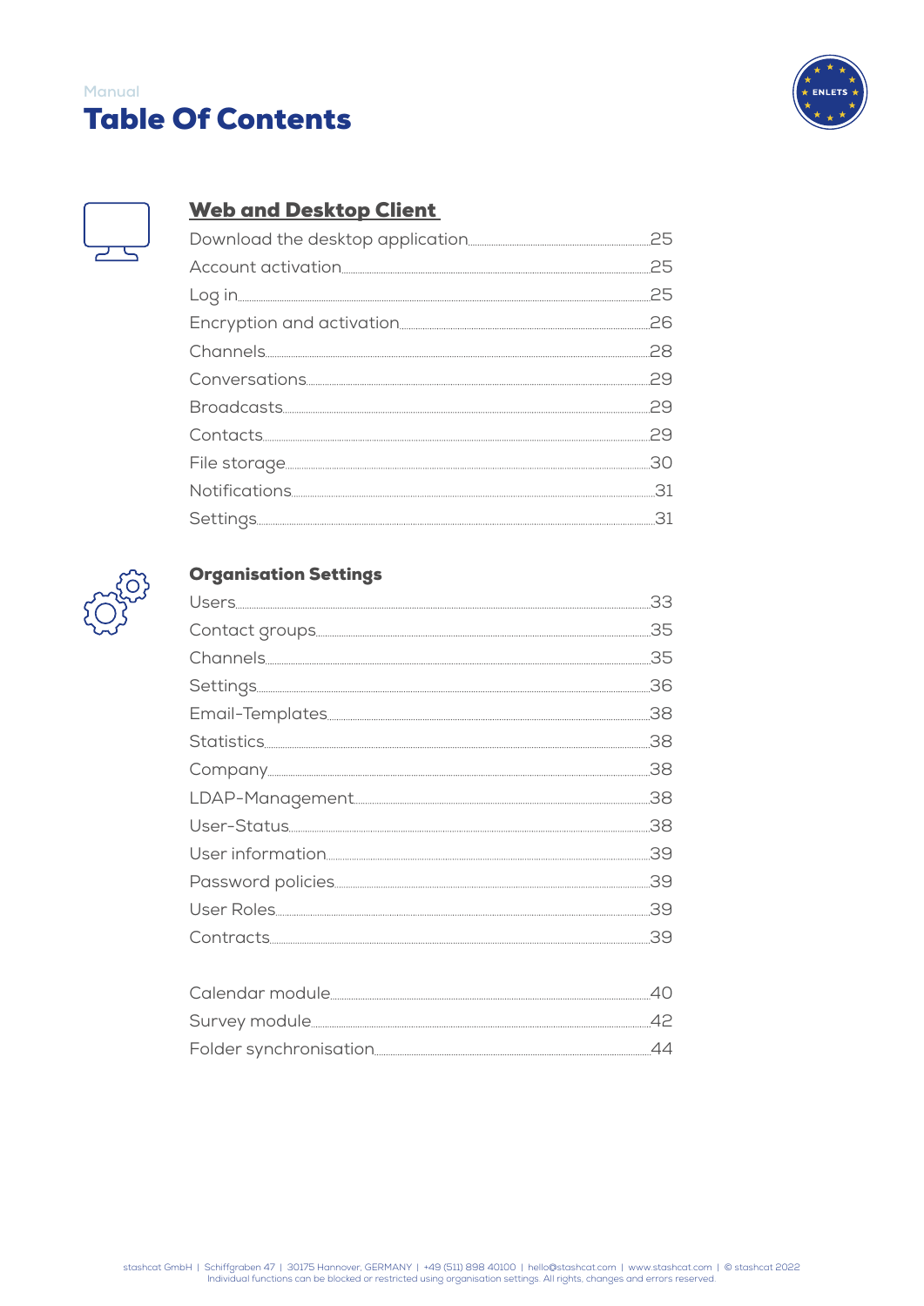Manual

# Table Of Contents

## Web and Desktop Client

Download the desktop application .......... 25
Account activation .......... 25
Log in .......... 25
Encryption and activation .......... 26
Channels .......... 28
Conversations .......... 29
Broadcasts .......... 29
Contacts .......... 29
File storage .......... 30
Notifications .......... 31
Settings .......... 31

## Organisation Settings

Users .......... 33
Contact groups .......... 35
Channels .......... 35
Settings .......... 36
Email-Templates .......... 38
Statistics .......... 38
Company .......... 38
LDAP-Management .......... 38
User-Status .......... 38
User information .......... 39
Password policies .......... 39
User Roles .......... 39
Contracts .......... 39

Calendar module .......... 40
Survey module .......... 42
Folder synchronisation .......... 44

stashcat GmbH | Schiffgraben 47 | 30175 Hannover, GERMANY | +49 (511) 898 40100 | hello@stashcat.com | www.stashcat.com | © stashcat 2022
Individual functions can be blocked or restricted using organisation settings. All rights, changes and errors reserved.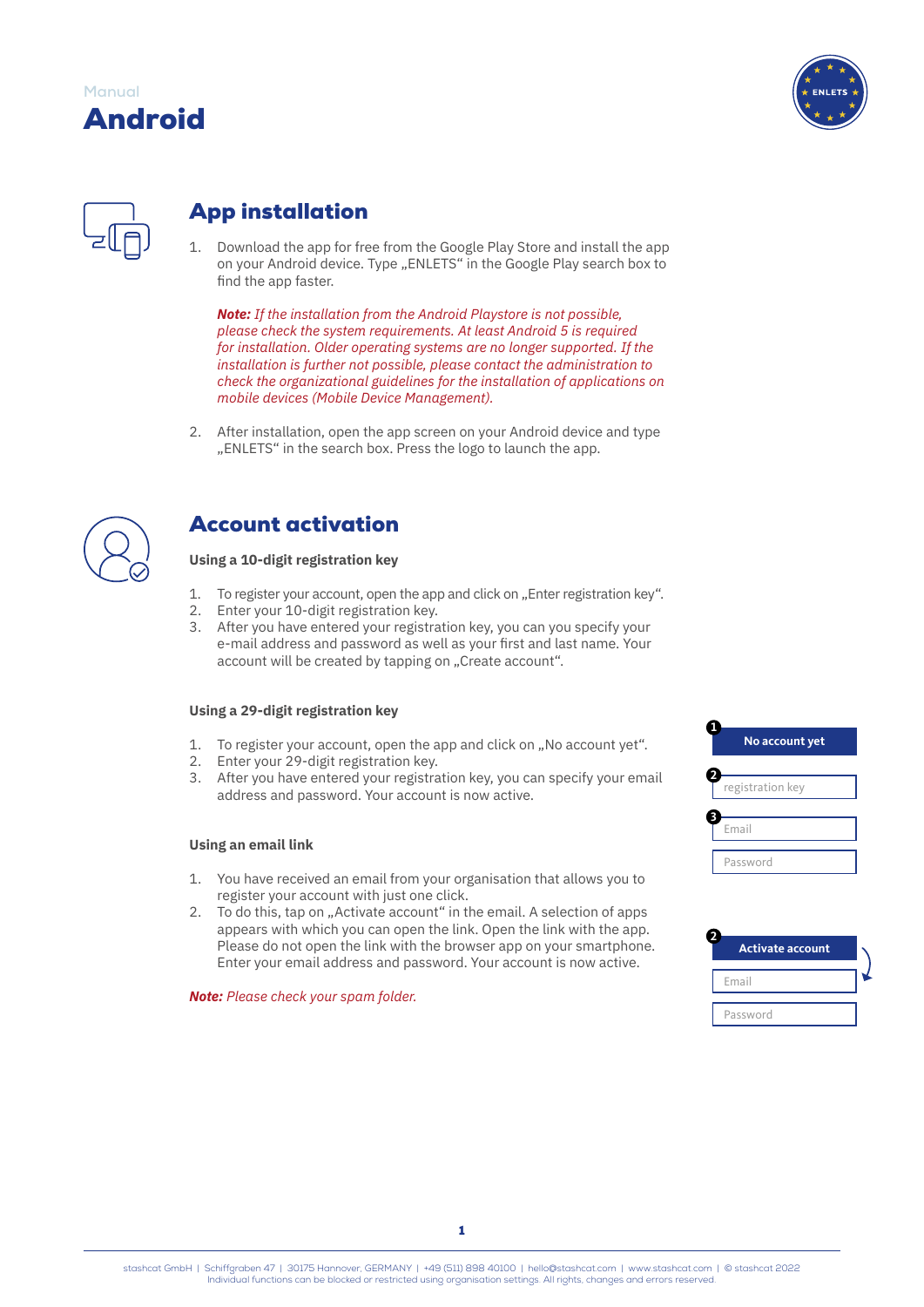Manual

# Android

## App installation

1. Download the app for free from the Google Play Store and install the app on your Android device. Type „ENLETS“ in the Google Play search box to find the app faster.

   ***Note:** If the installation from the Android Playstore is not possible, please check the system requirements. At least Android 5 is required for installation. Older operating systems are no longer supported. If the installation is further not possible, please contact the administration to check the organizational guidelines for the installation of applications on mobile devices (Mobile Device Management).*

2. After installation, open the app screen on your Android device and type „ENLETS“ in the search box. Press the logo to launch the app.

## Account activation

### Using a 10-digit registration key

1. To register your account, open the app and click on „Enter registration key“.
2. Enter your 10-digit registration key.
3. After you have entered your registration key, you can you specify your e-mail address and password as well as your first and last name. Your account will be created by tapping on „Create account“.

### Using a 29-digit registration key

1. To register your account, open the app and click on „No account yet“.
2. Enter your 29-digit registration key.
3. After you have entered your registration key, you can specify your email address and password. Your account is now active.

**1** No account yet

**2** registration key

**3** Email

Password

### Using an email link

1. You have received an email from your organisation that allows you to register your account with just one click.
2. To do this, tap on „Activate account“ in the email. A selection of apps appears with which you can open the link. Open the link with the app. Please do not open the link with the browser app on your smartphone. Enter your email address and password. Your account is now active.

***Note:** Please check your spam folder.*

**2** Activate account

Email

Password

stashcat GmbH | Schiffgraben 47 | 30175 Hannover, GERMANY | +49 (511) 898 40100 | hello@stashcat.com | www.stashcat.com | © stashcat 2022
Individual functions can be blocked or restricted using organisation settings. All rights, changes and errors reserved.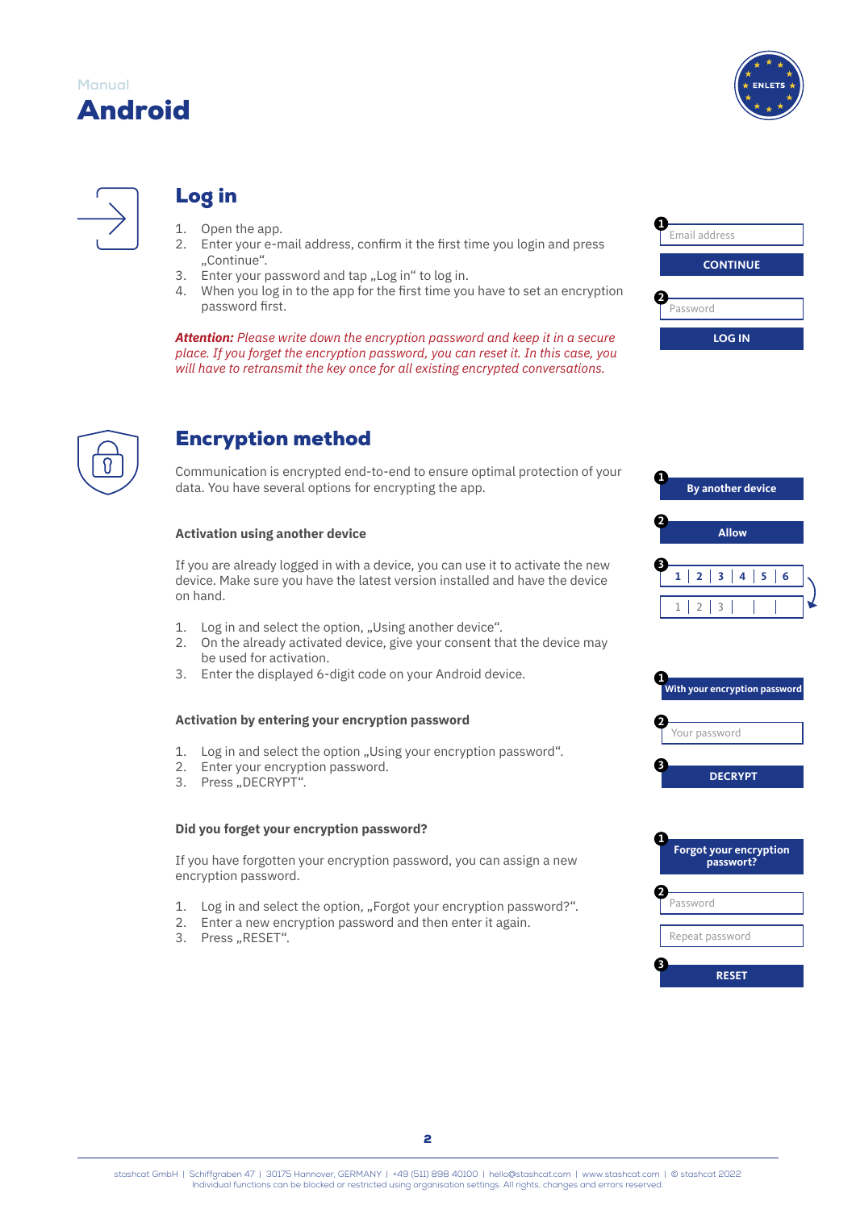Manual

# Android

## Log in

1. Open the app.
2. Enter your e-mail address, confirm it the first time you login and press „Continue“.
3. Enter your password and tap „Log in“ to log in.
4. When you log in to the app for the first time you have to set an encryption password first.

***Attention:*** *Please write down the encryption password and keep it in a secure place. If you forget the encryption password, you can reset it. In this case, you will have to retransmit the key once for all existing encrypted conversations.*

1 Email address
CONTINUE
2 Password
LOG IN

## Encryption method

Communication is encrypted end-to-end to ensure optimal protection of your data. You have several options for encrypting the app.

### Activation using another device

If you are already logged in with a device, you can use it to activate the new device. Make sure you have the latest version installed and have the device on hand.

1. Log in and select the option, „Using another device“.
2. On the already activated device, give your consent that the device may be used for activation.
3. Enter the displayed 6-digit code on your Android device.

1 By another device
2 Allow
3 1 | 2 | 3 | 4 | 5 | 6
1 | 2 | 3 | | |

### Activation by entering your encryption password

1. Log in and select the option „Using your encryption password“.
2. Enter your encryption password.
3. Press „DECRYPT“.

1 With your encryption password
2 Your password
3 DECRYPT

### Did you forget your encryption password?

If you have forgotten your encryption password, you can assign a new encryption password.

1. Log in and select the option, „Forgot your encryption password?“.
2. Enter a new encryption password and then enter it again.
3. Press „RESET“.

1 Forgot your encryption passwort?
2 Password
Repeat password
3 RESET

stashcat GmbH | Schiffgraben 47 | 30175 Hannover, GERMANY | +49 (511) 898 40100 | hello@stashcat.com | www.stashcat.com | © stashcat 2022
Individual functions can be blocked or restricted using organisation settings. All rights, changes and errors reserved.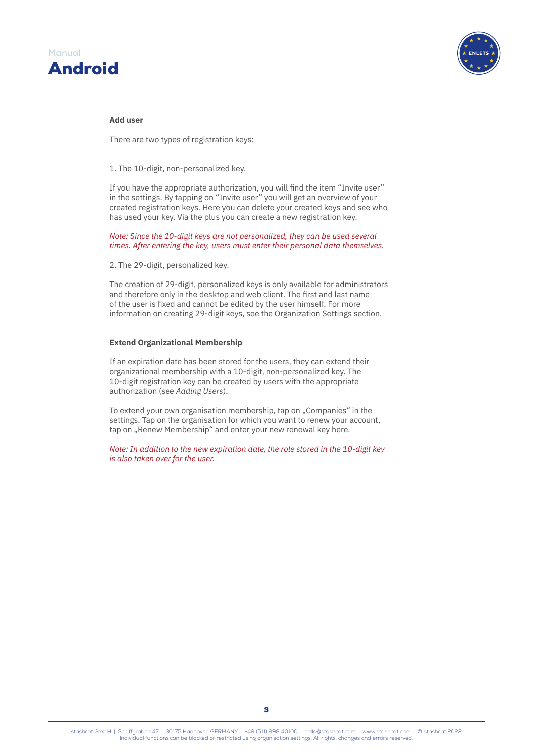### Add user

There are two types of registration keys:

1. The 10-digit, non-personalized key.

If you have the appropriate authorization, you will find the item "Invite user" in the settings. By tapping on "Invite user" you will get an overview of your created registration keys. Here you can delete your created keys and see who has used your key. Via the plus you can create a new registration key.

*Note: Since the 10-digit keys are not personalized, they can be used several times. After entering the key, users must enter their personal data themselves.*

2. The 29-digit, personalized key.

The creation of 29-digit, personalized keys is only available for administrators and therefore only in the desktop and web client. The first and last name of the user is fixed and cannot be edited by the user himself. For more information on creating 29-digit keys, see the Organization Settings section.

### Extend Organizational Membership

If an expiration date has been stored for the users, they can extend their organizational membership with a 10-digit, non-personalized key. The 10-digit registration key can be created by users with the appropriate authorization (see *Adding Users*).

To extend your own organisation membership, tap on „Companies" in the settings. Tap on the organisation for which you want to renew your account, tap on „Renew Membership" and enter your new renewal key here.

*Note: In addition to the new expiration date, the role stored in the 10-digit key is also taken over for the user.*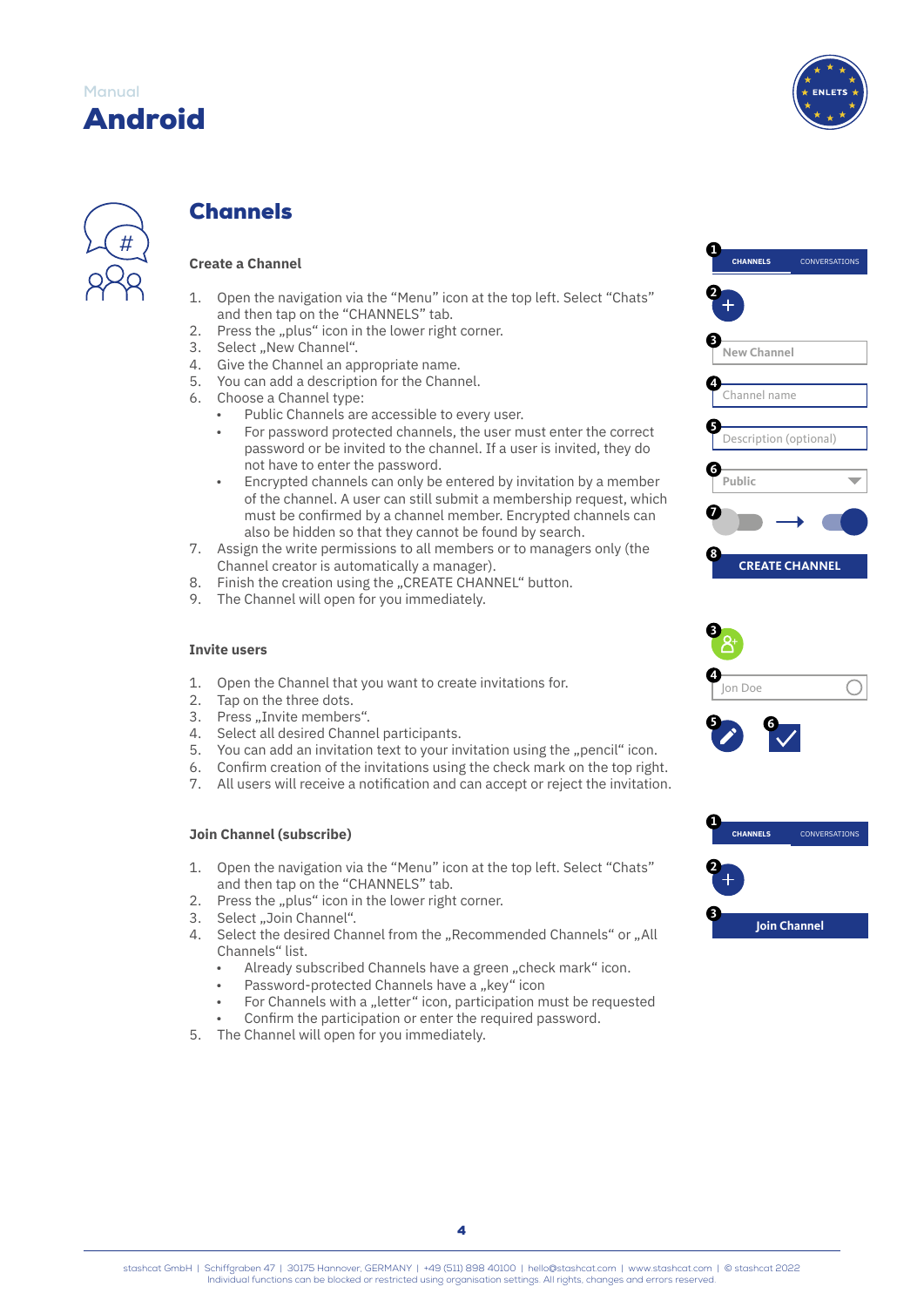Manual

# Android

## Channels

### Create a Channel

1. Open the navigation via the "Menu" icon at the top left. Select "Chats" and then tap on the "CHANNELS" tab.
2. Press the „plus" icon in the lower right corner.
3. Select „New Channel".
4. Give the Channel an appropriate name.
5. You can add a description for the Channel.
6. Choose a Channel type:
   - Public Channels are accessible to every user.
   - For password protected channels, the user must enter the correct password or be invited to the channel. If a user is invited, they do not have to enter the password.
   - Encrypted channels can only be entered by invitation by a member of the channel. A user can still submit a membership request, which must be confirmed by a channel member. Encrypted channels can also be hidden so that they cannot be found by search.
7. Assign the write permissions to all members or to managers only (the Channel creator is automatically a manager).
8. Finish the creation using the „CREATE CHANNEL" button.
9. The Channel will open for you immediately.

1 CHANNELS CONVERSATIONS

2 +

3 New Channel

4 Channel name

5 Description (optional)

6 Public

7

8 CREATE CHANNEL

### Invite users

1. Open the Channel that you want to create invitations for.
2. Tap on the three dots.
3. Press „Invite members".
4. Select all desired Channel participants.
5. You can add an invitation text to your invitation using the „pencil" icon.
6. Confirm creation of the invitations using the check mark on the top right.
7. All users will receive a notification and can accept or reject the invitation.

3

4 Jon Doe

5 6

### Join Channel (subscribe)

1. Open the navigation via the "Menu" icon at the top left. Select "Chats" and then tap on the "CHANNELS" tab.
2. Press the „plus" icon in the lower right corner.
3. Select „Join Channel".
4. Select the desired Channel from the „Recommended Channels" or „All Channels" list.
   - Already subscribed Channels have a green „check mark" icon.
   - Password-protected Channels have a „key" icon
   - For Channels with a „letter" icon, participation must be requested
   - Confirm the participation or enter the required password.
5. The Channel will open for you immediately.

1 CHANNELS CONVERSATIONS

2 +

3 Join Channel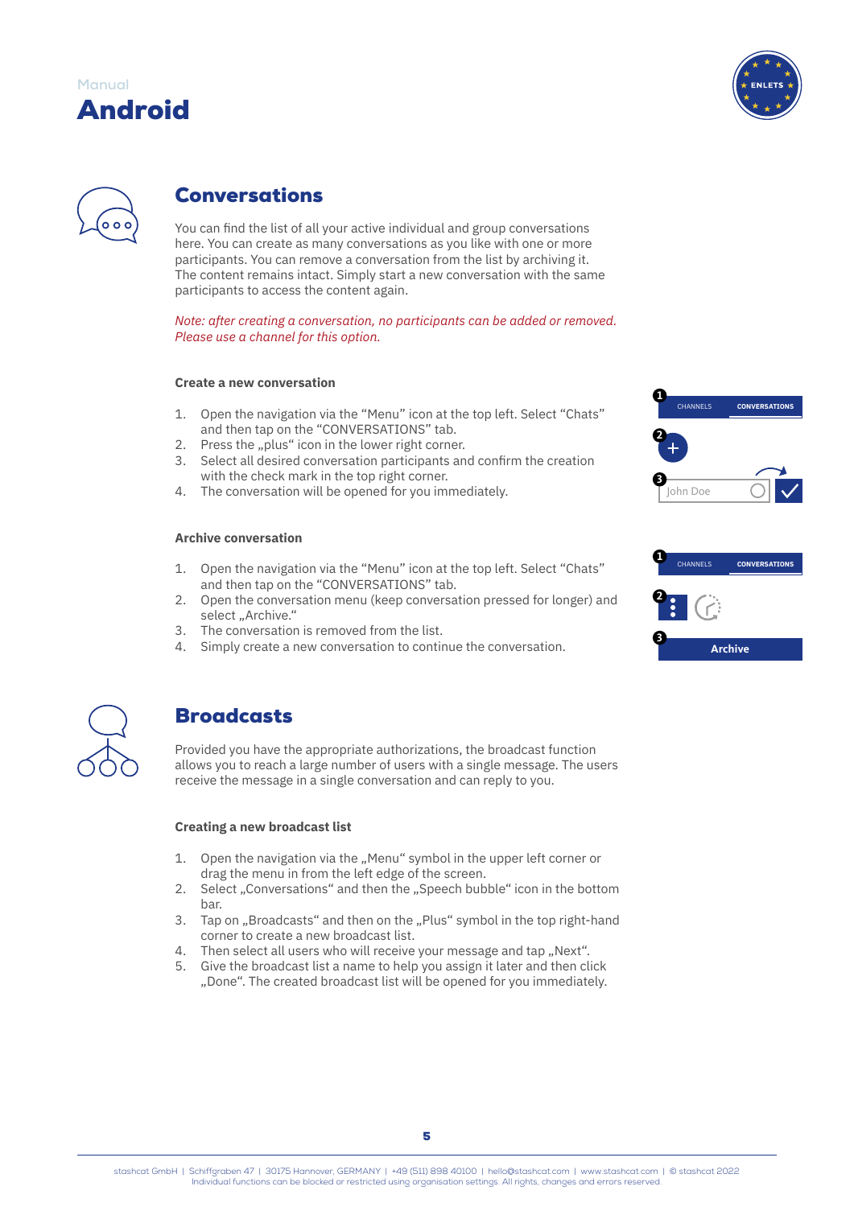## Conversations

You can find the list of all your active individual and group conversations here. You can create as many conversations as you like with one or more participants. You can remove a conversation from the list by archiving it. The content remains intact. Simply start a new conversation with the same participants to access the content again.

*Note: after creating a conversation, no participants can be added or removed. Please use a channel for this option.*

### Create a new conversation

1. Open the navigation via the “Menu” icon at the top left. Select “Chats” and then tap on the “CONVERSATIONS” tab.
2. Press the „plus“ icon in the lower right corner.
3. Select all desired conversation participants and confirm the creation with the check mark in the top right corner.
4. The conversation will be opened for you immediately.

### Archive conversation

1. Open the navigation via the “Menu” icon at the top left. Select “Chats” and then tap on the “CONVERSATIONS” tab.
2. Open the conversation menu (keep conversation pressed for longer) and select „Archive.“
3. The conversation is removed from the list.
4. Simply create a new conversation to continue the conversation.

## Broadcasts

Provided you have the appropriate authorizations, the broadcast function allows you to reach a large number of users with a single message. The users receive the message in a single conversation and can reply to you.

### Creating a new broadcast list

1. Open the navigation via the „Menu“ symbol in the upper left corner or drag the menu in from the left edge of the screen.
2. Select „Conversations“ and then the „Speech bubble“ icon in the bottom bar.
3. Tap on „Broadcasts“ and then on the „Plus“ symbol in the top right-hand corner to create a new broadcast list.
4. Then select all users who will receive your message and tap „Next“.
5. Give the broadcast list a name to help you assign it later and then click „Done“. The created broadcast list will be opened for you immediately.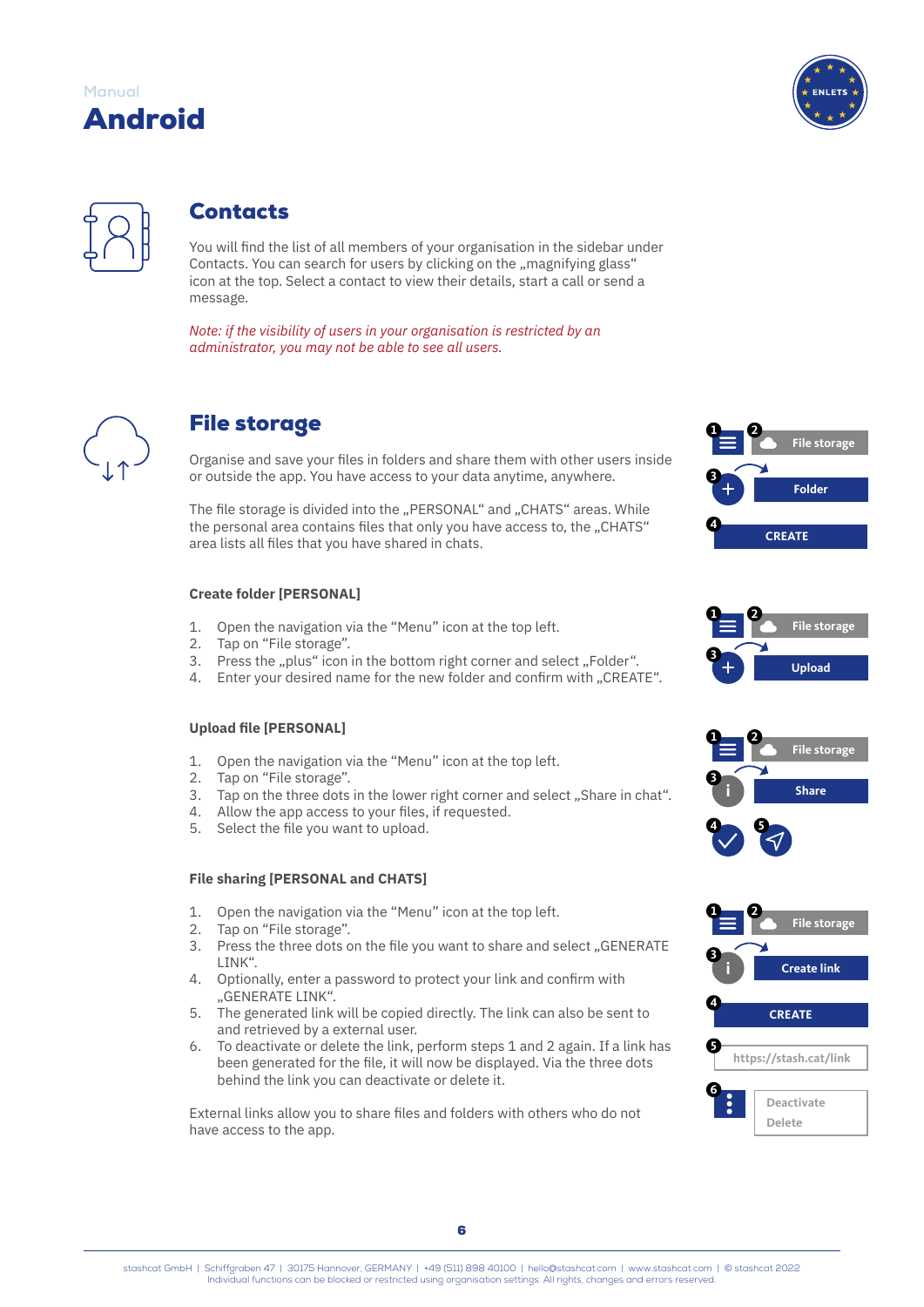Manual

# Android

## Contacts

You will find the list of all members of your organisation in the sidebar under Contacts. You can search for users by clicking on the „magnifying glass“ icon at the top. Select a contact to view their details, start a call or send a message.

*Note: if the visibility of users in your organisation is restricted by an administrator, you may not be able to see all users.*

## File storage

Organise and save your files in folders and share them with other users inside or outside the app. You have access to your data anytime, anywhere.

The file storage is divided into the „PERSONAL“ and „CHATS“ areas. While the personal area contains files that only you have access to, the „CHATS“ area lists all files that you have shared in chats.

### Create folder [PERSONAL]

1. Open the navigation via the “Menu” icon at the top left.
2. Tap on “File storage”.
3. Press the „plus“ icon in the bottom right corner and select „Folder“.
4. Enter your desired name for the new folder and confirm with „CREATE“.

### Upload file [PERSONAL]

1. Open the navigation via the “Menu” icon at the top left.
2. Tap on “File storage”.
3. Tap on the three dots in the lower right corner and select „Share in chat“.
4. Allow the app access to your files, if requested.
5. Select the file you want to upload.

### File sharing [PERSONAL and CHATS]

1. Open the navigation via the “Menu” icon at the top left.
2. Tap on “File storage”.
3. Press the three dots on the file you want to share and select „GENERATE LINK“.
4. Optionally, enter a password to protect your link and confirm with „GENERATE LINK“.
5. The generated link will be copied directly. The link can also be sent to and retrieved by a external user.
6. To deactivate or delete the link, perform steps 1 and 2 again. If a link has been generated for the file, it will now be displayed. Via the three dots behind the link you can deactivate or delete it.

External links allow you to share files and folders with others who do not have access to the app.

stashcat GmbH | Schiffgraben 47 | 30175 Hannover, GERMANY | +49 (511) 898 40100 | hello@stashcat.com | www.stashcat.com | © stashcat 2022
Individual functions can be blocked or restricted using organisation settings. All rights, changes and errors reserved.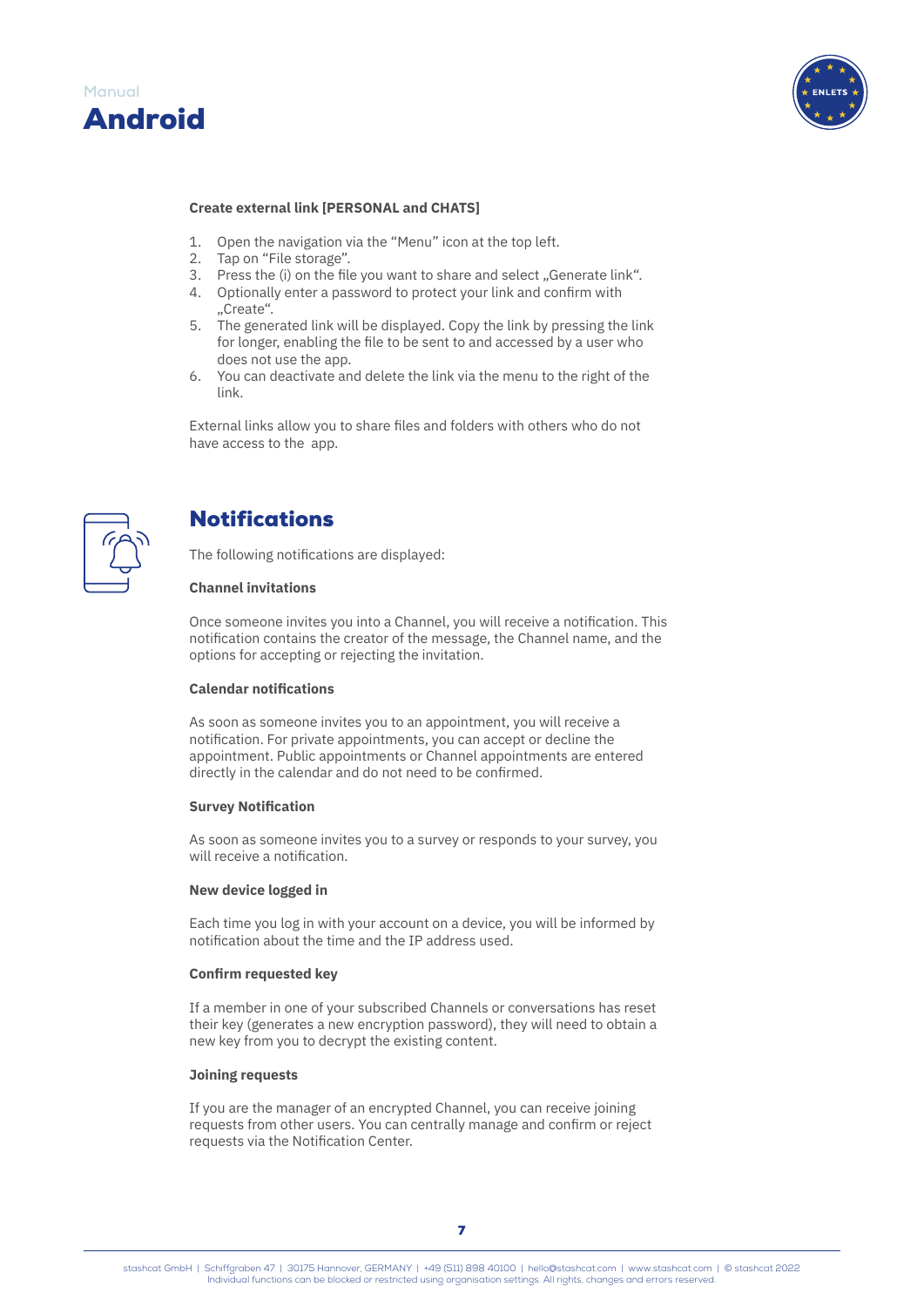**Create external link [PERSONAL and CHATS]**

1. Open the navigation via the "Menu" icon at the top left.
2. Tap on "File storage".
3. Press the (i) on the file you want to share and select „Generate link".
4. Optionally enter a password to protect your link and confirm with „Create".
5. The generated link will be displayed. Copy the link by pressing the link for longer, enabling the file to be sent to and accessed by a user who does not use the app.
6. You can deactivate and delete the link via the menu to the right of the link.

External links allow you to share files and folders with others who do not have access to the app.

## Notifications

The following notifications are displayed:

**Channel invitations**

Once someone invites you into a Channel, you will receive a notification. This notification contains the creator of the message, the Channel name, and the options for accepting or rejecting the invitation.

**Calendar notifications**

As soon as someone invites you to an appointment, you will receive a notification. For private appointments, you can accept or decline the appointment. Public appointments or Channel appointments are entered directly in the calendar and do not need to be confirmed.

**Survey Notification**

As soon as someone invites you to a survey or responds to your survey, you will receive a notification.

**New device logged in**

Each time you log in with your account on a device, you will be informed by notification about the time and the IP address used.

**Confirm requested key**

If a member in one of your subscribed Channels or conversations has reset their key (generates a new encryption password), they will need to obtain a new key from you to decrypt the existing content.

**Joining requests**

If you are the manager of an encrypted Channel, you can receive joining requests from other users. You can centrally manage and confirm or reject requests via the Notification Center.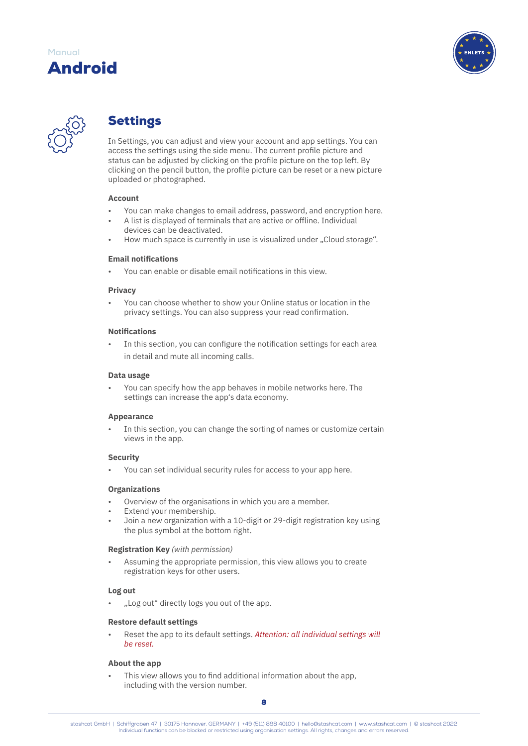# Settings

In Settings, you can adjust and view your account and app settings. You can access the settings using the side menu. The current profile picture and status can be adjusted by clicking on the profile picture on the top left. By clicking on the pencil button, the profile picture can be reset or a new picture uploaded or photographed.

**Account**

- You can make changes to email address, password, and encryption here.
- A list is displayed of terminals that are active or offline. Individual devices can be deactivated.
- How much space is currently in use is visualized under „Cloud storage“.

**Email notifications**

- You can enable or disable email notifications in this view.

**Privacy**

- You can choose whether to show your Online status or location in the privacy settings. You can also suppress your read confirmation.

**Notifications**

- In this section, you can configure the notification settings for each area in detail and mute all incoming calls.

**Data usage**

- You can specify how the app behaves in mobile networks here. The settings can increase the app‘s data economy.

**Appearance**

- In this section, you can change the sorting of names or customize certain views in the app.

**Security**

- You can set individual security rules for access to your app here.

**Organizations**

- Overview of the organisations in which you are a member.
- Extend your membership.
- Join a new organization with a 10-digit or 29-digit registration key using the plus symbol at the bottom right.

**Registration Key** *(with permission)*

- Assuming the appropriate permission, this view allows you to create registration keys for other users.

**Log out**

- „Log out“ directly logs you out of the app.

**Restore default settings**

- Reset the app to its default settings. *Attention: all individual settings will be reset.*

**About the app**

- This view allows you to find additional information about the app, including with the version number.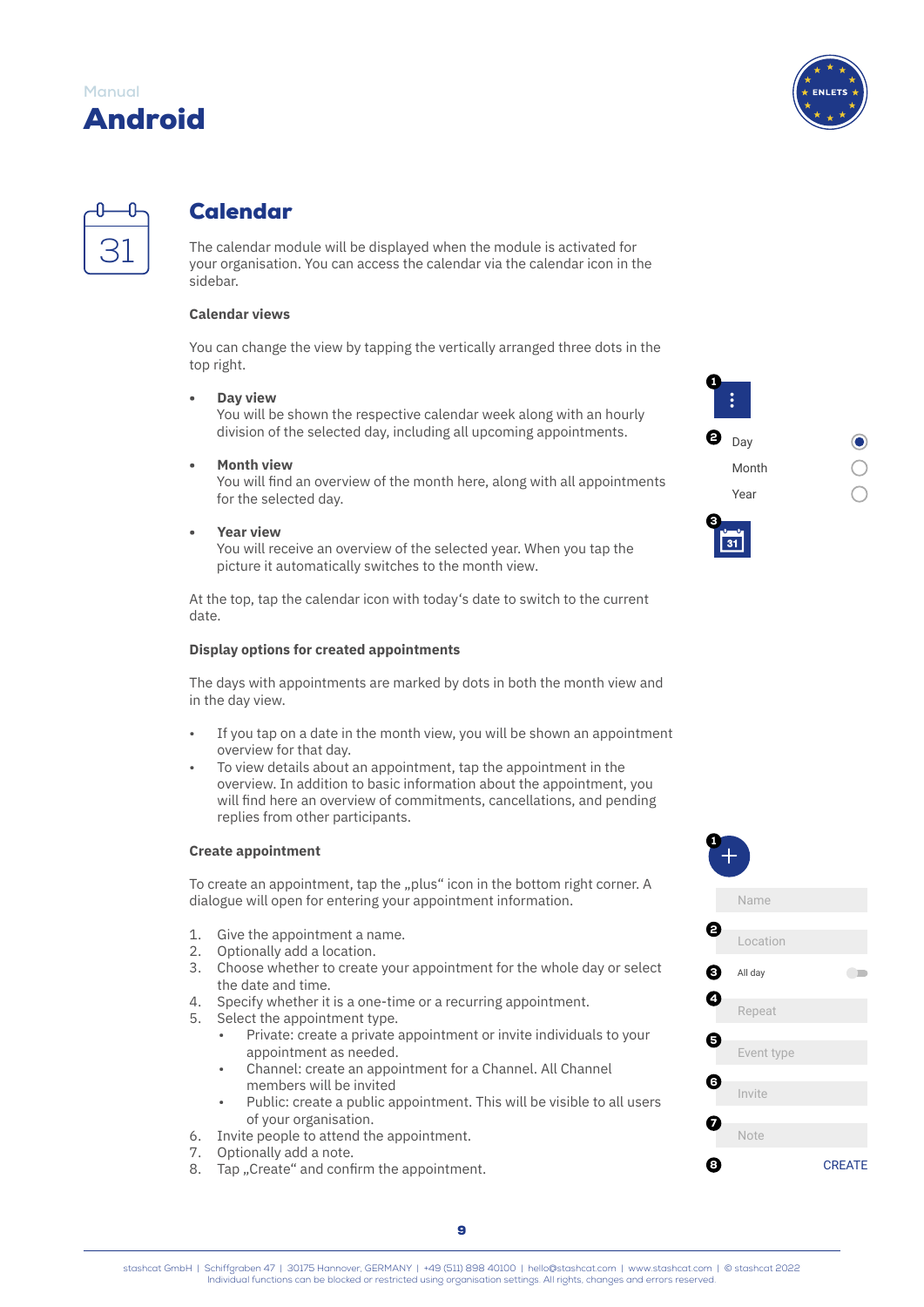# Calendar

The calendar module will be displayed when the module is activated for your organisation. You can access the calendar via the calendar icon in the sidebar.

### Calendar views

You can change the view by tapping the vertically arranged three dots in the top right.

- **Day view**
  You will be shown the respective calendar week along with an hourly division of the selected day, including all upcoming appointments.
- **Month view**
  You will find an overview of the month here, along with all appointments for the selected day.
- **Year view**
  You will receive an overview of the selected year. When you tap the picture it automatically switches to the month view.

At the top, tap the calendar icon with today's date to switch to the current date.

### Display options for created appointments

The days with appointments are marked by dots in both the month view and in the day view.

- If you tap on a date in the month view, you will be shown an appointment overview for that day.
- To view details about an appointment, tap the appointment in the overview. In addition to basic information about the appointment, you will find here an overview of commitments, cancellations, and pending replies from other participants.

### Create appointment

To create an appointment, tap the „plus" icon in the bottom right corner. A dialogue will open for entering your appointment information.

1. Give the appointment a name.
2. Optionally add a location.
3. Choose whether to create your appointment for the whole day or select the date and time.
4. Specify whether it is a one-time or a recurring appointment.
5. Select the appointment type.
   - Private: create a private appointment or invite individuals to your appointment as needed.
   - Channel: create an appointment for a Channel. All Channel members will be invited
   - Public: create a public appointment. This will be visible to all users of your organisation.
6. Invite people to attend the appointment.
7. Optionally add a note.
8. Tap „Create" and confirm the appointment.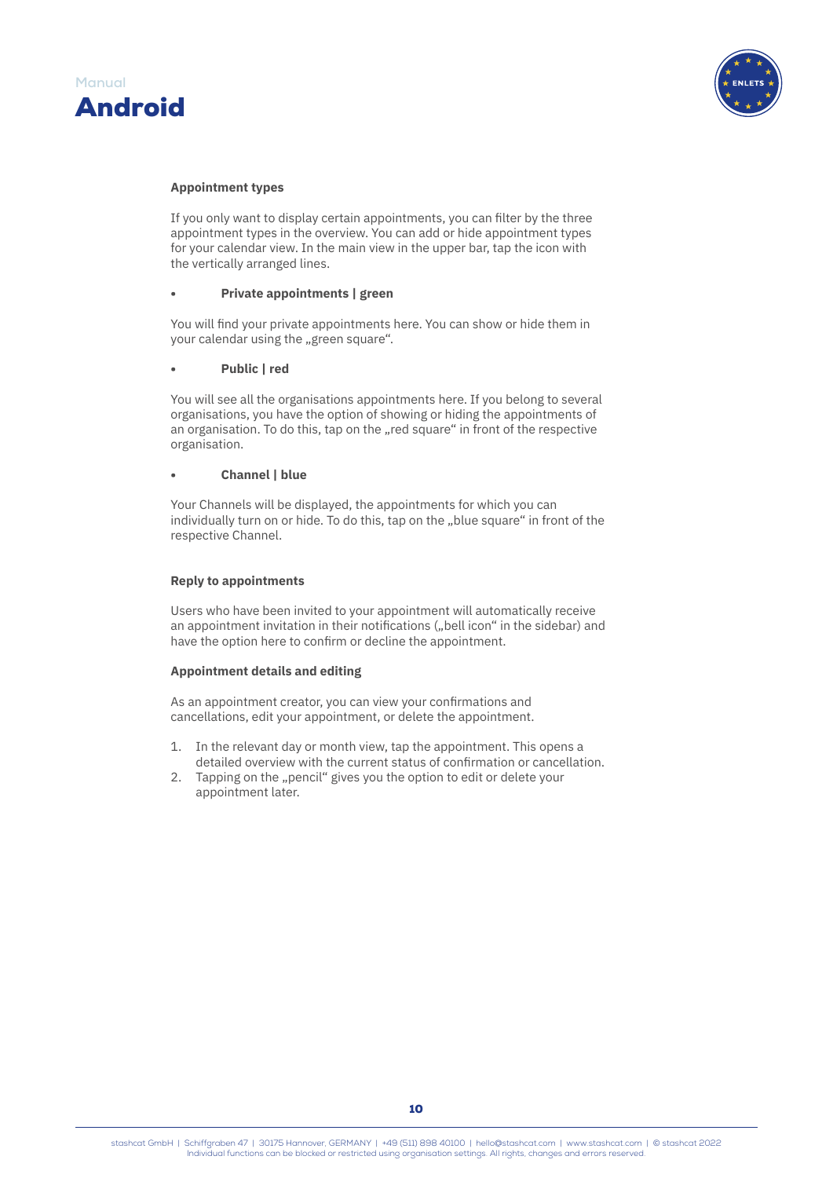### Appointment types

If you only want to display certain appointments, you can filter by the three appointment types in the overview. You can add or hide appointment types for your calendar view. In the main view in the upper bar, tap the icon with the vertically arranged lines.

- **Private appointments | green**

You will find your private appointments here. You can show or hide them in your calendar using the „green square“.

- **Public | red**

You will see all the organisations appointments here. If you belong to several organisations, you have the option of showing or hiding the appointments of an organisation. To do this, tap on the „red square“ in front of the respective organisation.

- **Channel | blue**

Your Channels will be displayed, the appointments for which you can individually turn on or hide. To do this, tap on the „blue square“ in front of the respective Channel.

### Reply to appointments

Users who have been invited to your appointment will automatically receive an appointment invitation in their notifications („bell icon“ in the sidebar) and have the option here to confirm or decline the appointment.

### Appointment details and editing

As an appointment creator, you can view your confirmations and cancellations, edit your appointment, or delete the appointment.

1. In the relevant day or month view, tap the appointment. This opens a detailed overview with the current status of confirmation or cancellation.
2. Tapping on the „pencil“ gives you the option to edit or delete your appointment later.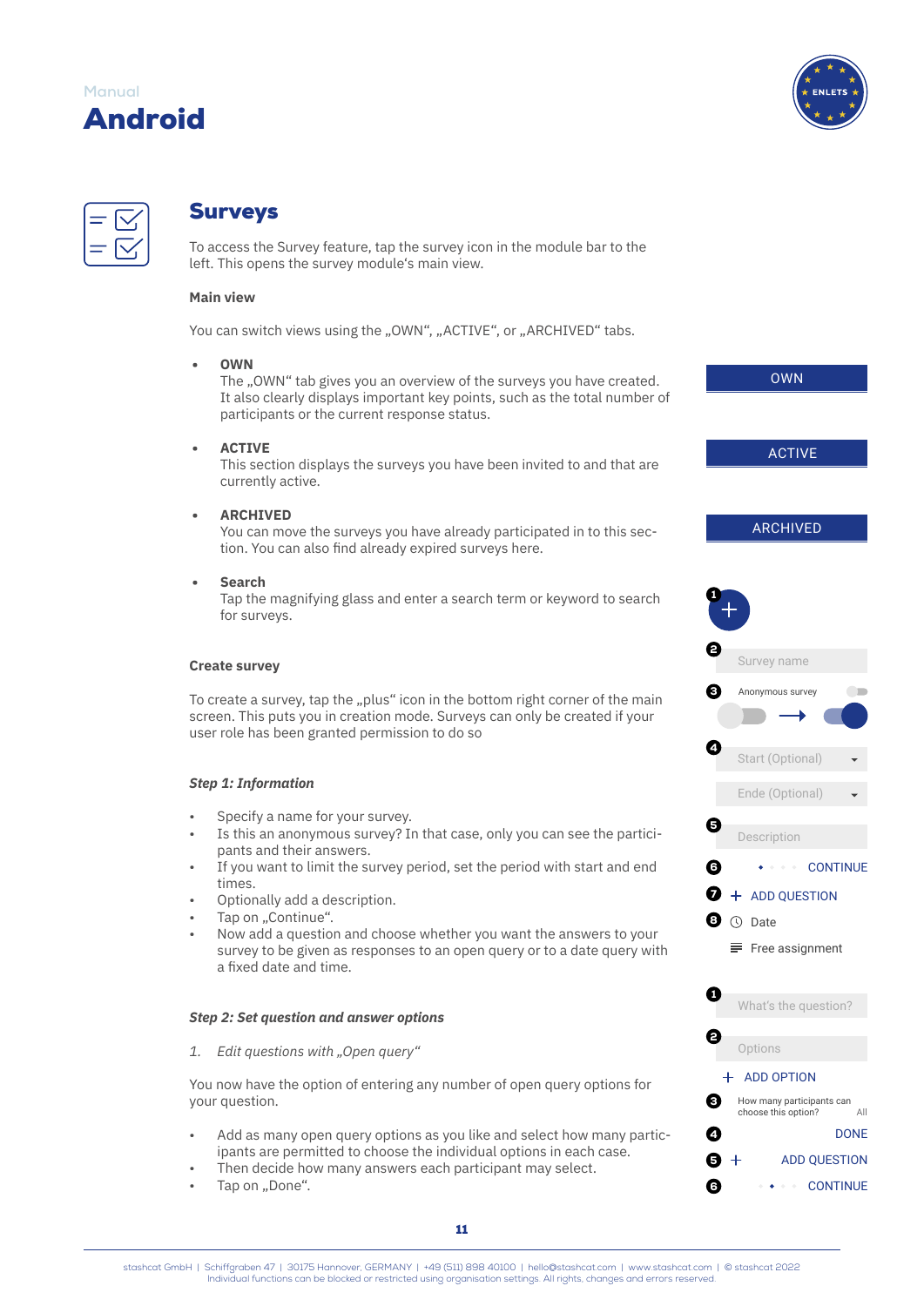## Surveys

To access the Survey feature, tap the survey icon in the module bar to the left. This opens the survey module's main view.

**Main view**

You can switch views using the „OWN“, „ACTIVE“, or „ARCHIVED“ tabs.

- **OWN**
  The „OWN“ tab gives you an overview of the surveys you have created. It also clearly displays important key points, such as the total number of participants or the current response status.

- **ACTIVE**
  This section displays the surveys you have been invited to and that are currently active.

- **ARCHIVED**
  You can move the surveys you have already participated in to this section. You can also find already expired surveys here.

- **Search**
  Tap the magnifying glass and enter a search term or keyword to search for surveys.

OWN

ACTIVE

ARCHIVED

**Create survey**

To create a survey, tap the „plus“ icon in the bottom right corner of the main screen. This puts you in creation mode. Surveys can only be created if your user role has been granted permission to do so

***Step 1: Information***

- Specify a name for your survey.
- Is this an anonymous survey? In that case, only you can see the participants and their answers.
- If you want to limit the survey period, set the period with start and end times.
- Optionally add a description.
- Tap on „Continue“.
- Now add a question and choose whether you want the answers to your survey to be given as responses to an open query or to a date query with a fixed date and time.

1 +
2 Survey name
3 Anonymous survey
4 Start (Optional)
Ende (Optional)
5 Description
6 CONTINUE
7 + ADD QUESTION
8 Date
Free assignment

***Step 2: Set question and answer options***

1. *Edit questions with „Open query“*

You now have the option of entering any number of open query options for your question.

- Add as many open query options as you like and select how many participants are permitted to choose the individual options in each case.
- Then decide how many answers each participant may select.
- Tap on „Done“.

1 What's the question?
2 Options
+ ADD OPTION
3 How many participants can choose this option? All
4 DONE
5 + ADD QUESTION
6 CONTINUE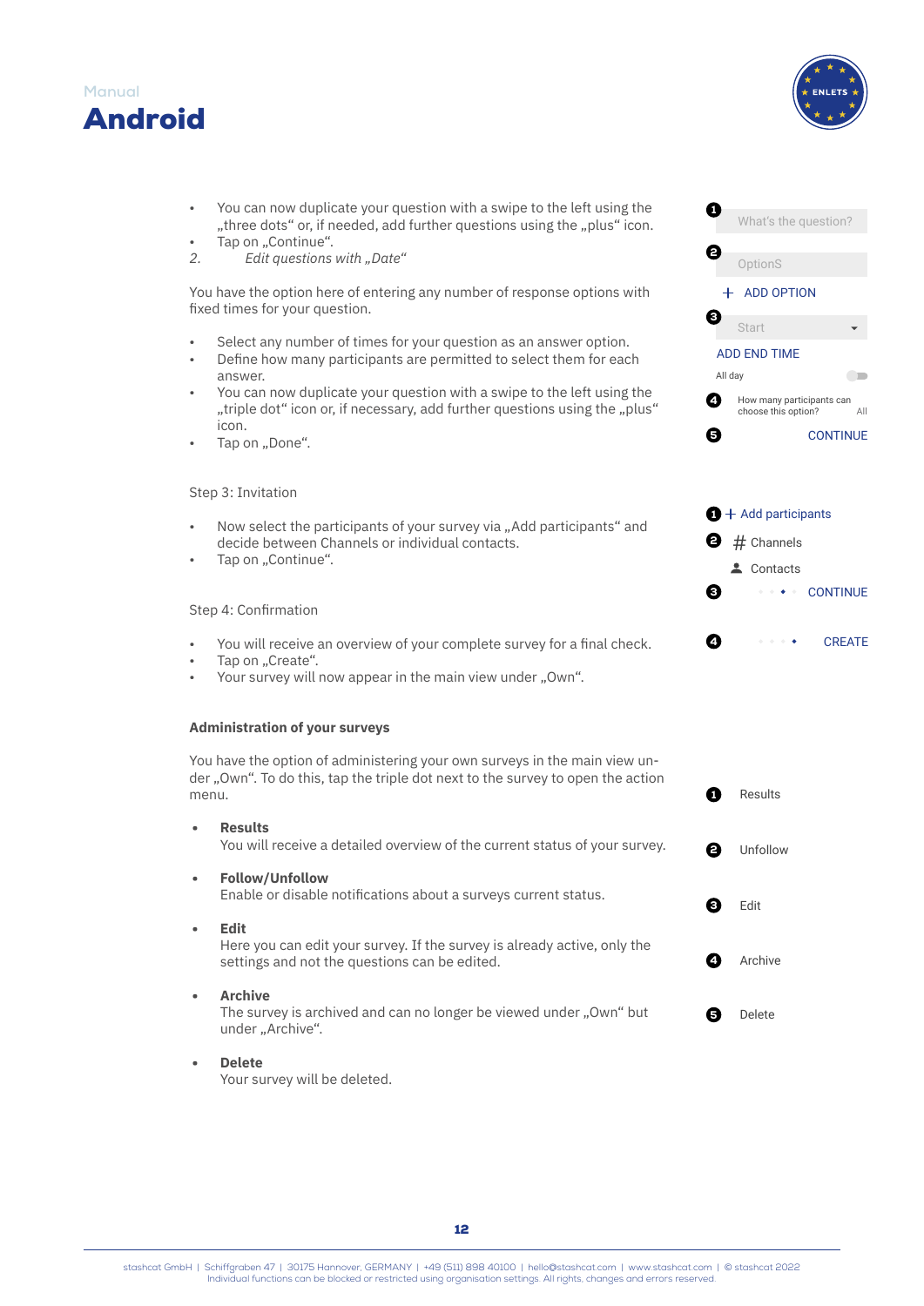- You can now duplicate your question with a swipe to the left using the „three dots“ or, if needed, add further questions using the „plus“ icon.
- Tap on „Continue“.

2. *Edit questions with „Date“*

You have the option here of entering any number of response options with fixed times for your question.

- Select any number of times for your question as an answer option.
- Define how many participants are permitted to select them for each answer.
- You can now duplicate your question with a swipe to the left using the „triple dot“ icon or, if necessary, add further questions using the „plus“ icon.
- Tap on „Done“.

❶ What's the question?
❷ OptionS
+ ADD OPTION
❸ Start
ADD END TIME
All day
❹ How many participants can choose this option? All
❺ CONTINUE

Step 3: Invitation

- Now select the participants of your survey via „Add participants“ and decide between Channels or individual contacts.
- Tap on „Continue“.

❶ + Add participants
❷ # Channels
Contacts
❸ CONTINUE

Step 4: Confirmation

- You will receive an overview of your complete survey for a final check.
- Tap on „Create“.
- Your survey will now appear in the main view under „Own“.

❹ CREATE

**Administration of your surveys**

You have the option of administering your own surveys in the main view under „Own“. To do this, tap the triple dot next to the survey to open the action menu.

- **Results**
  You will receive a detailed overview of the current status of your survey.
- **Follow/Unfollow**
  Enable or disable notifications about a surveys current status.
- **Edit**
  Here you can edit your survey. If the survey is already active, only the settings and not the questions can be edited.
- **Archive**
  The survey is archived and can no longer be viewed under „Own“ but under „Archive“.
- **Delete**
  Your survey will be deleted.

❶ Results
❷ Unfollow
❸ Edit
❹ Archive
❺ Delete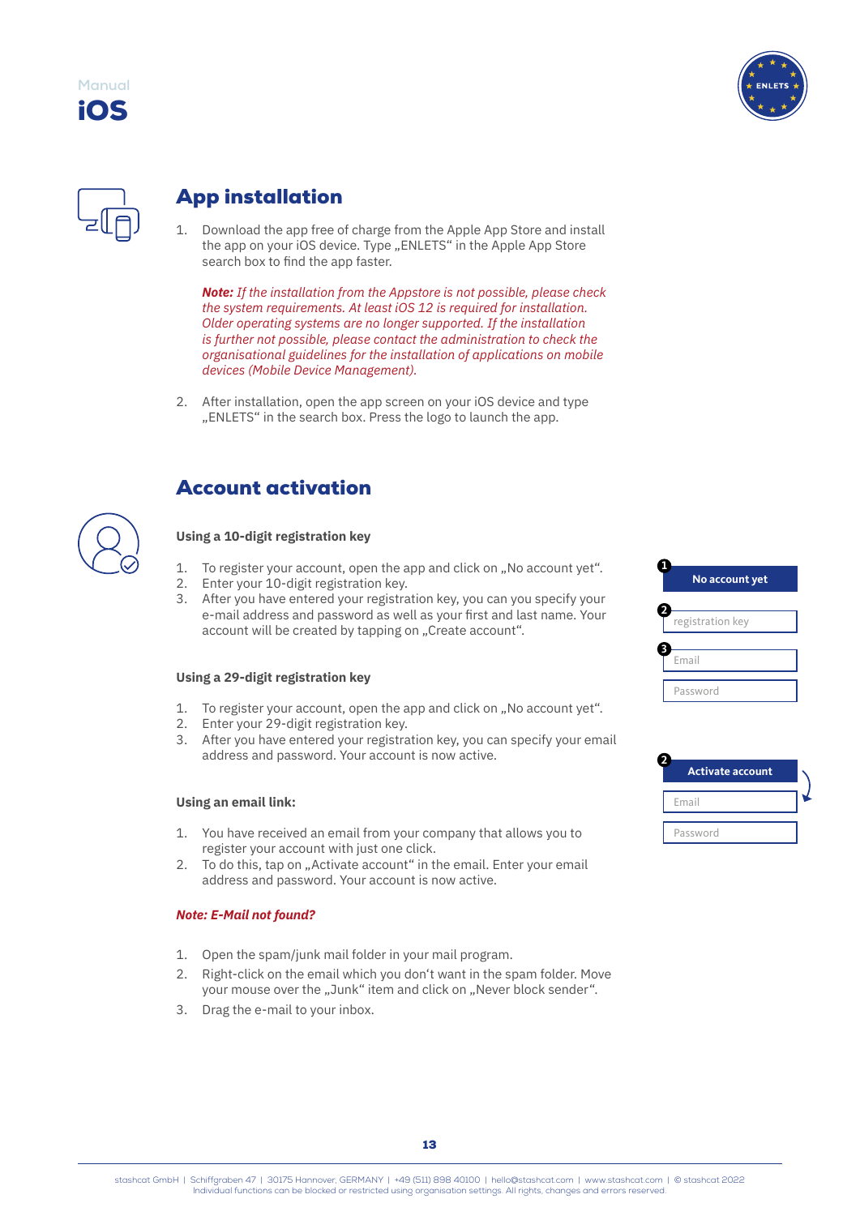## App installation

1. Download the app free of charge from the Apple App Store and install the app on your iOS device. Type „ENLETS“ in the Apple App Store search box to find the app faster.

   ***Note:** If the installation from the Appstore is not possible, please check the system requirements. At least iOS 12 is required for installation. Older operating systems are no longer supported. If the installation is further not possible, please contact the administration to check the organisational guidelines for the installation of applications on mobile devices (Mobile Device Management).*

2. After installation, open the app screen on your iOS device and type „ENLETS“ in the search box. Press the logo to launch the app.

## Account activation

### Using a 10-digit registration key

1. To register your account, open the app and click on „No account yet“.
2. Enter your 10-digit registration key.
3. After you have entered your registration key, you can you specify your e-mail address and password as well as your first and last name. Your account will be created by tapping on „Create account“.

### Using a 29-digit registration key

1. To register your account, open the app and click on „No account yet“.
2. Enter your 29-digit registration key.
3. After you have entered your registration key, you can specify your email address and password. Your account is now active.

### Using an email link:

1. You have received an email from your company that allows you to register your account with just one click.
2. To do this, tap on „Activate account“ in the email. Enter your email address and password. Your account is now active.

***Note: E-Mail not found?***

1. Open the spam/junk mail folder in your mail program.
2. Right-click on the email which you don‘t want in the spam folder. Move your mouse over the „Junk“ item and click on „Never block sender“.
3. Drag the e-mail to your inbox.

1 No account yet

2 registration key

3 Email

Password

2 Activate account

Email

Password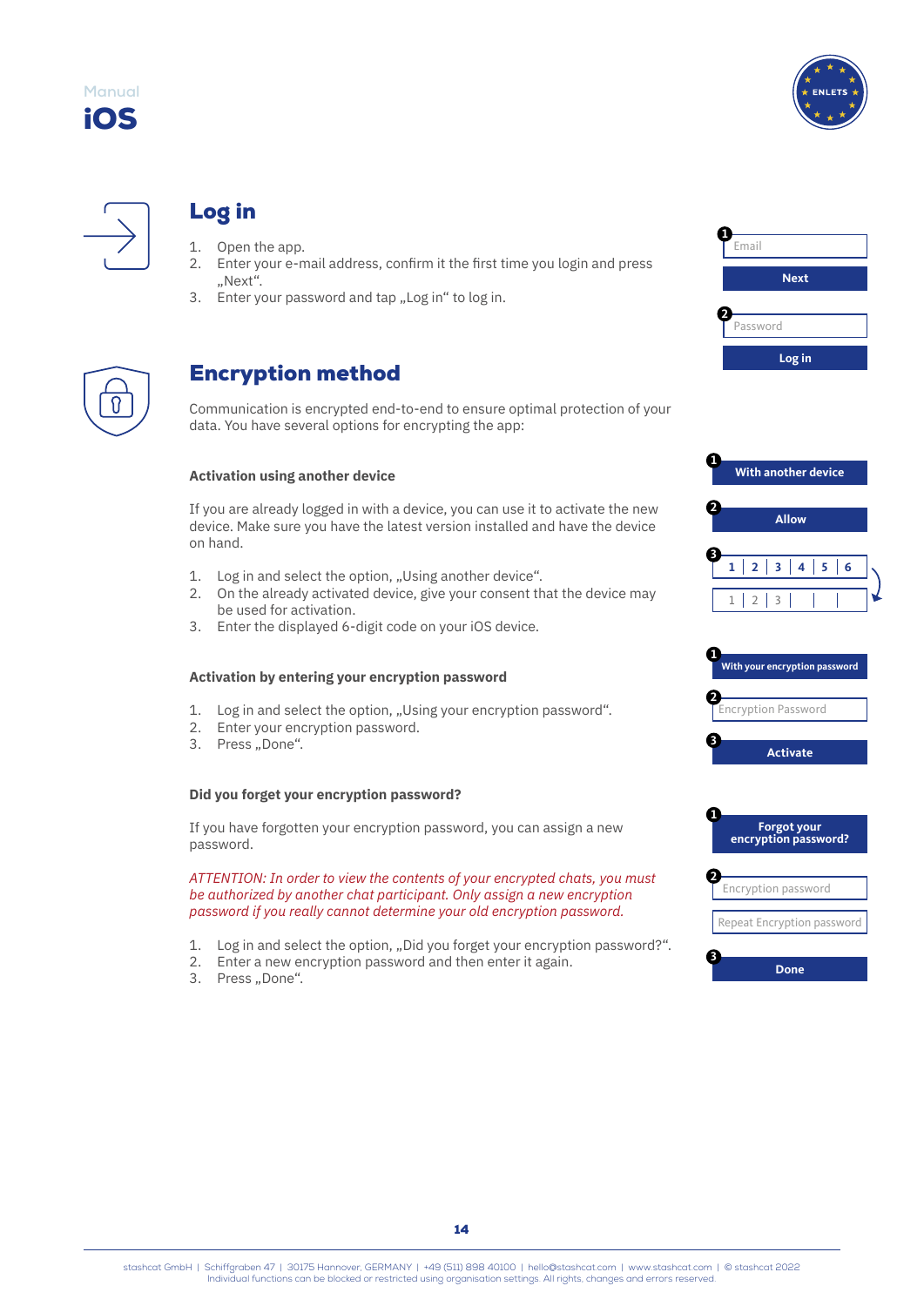## Log in

1. Open the app.
2. Enter your e-mail address, confirm it the first time you login and press „Next“.
3. Enter your password and tap „Log in“ to log in.

## Encryption method

Communication is encrypted end-to-end to ensure optimal protection of your data. You have several options for encrypting the app:

### Activation using another device

If you are already logged in with a device, you can use it to activate the new device. Make sure you have the latest version installed and have the device on hand.

1. Log in and select the option, „Using another device“.
2. On the already activated device, give your consent that the device may be used for activation.
3. Enter the displayed 6-digit code on your iOS device.

### Activation by entering your encryption password

1. Log in and select the option, „Using your encryption password“.
2. Enter your encryption password.
3. Press „Done“.

### Did you forget your encryption password?

If you have forgotten your encryption password, you can assign a new password.

*ATTENTION: In order to view the contents of your encrypted chats, you must be authorized by another chat participant. Only assign a new encryption password if you really cannot determine your old encryption password.*

1. Log in and select the option, „Did you forget your encryption password?“.
2. Enter a new encryption password and then enter it again.
3. Press „Done“.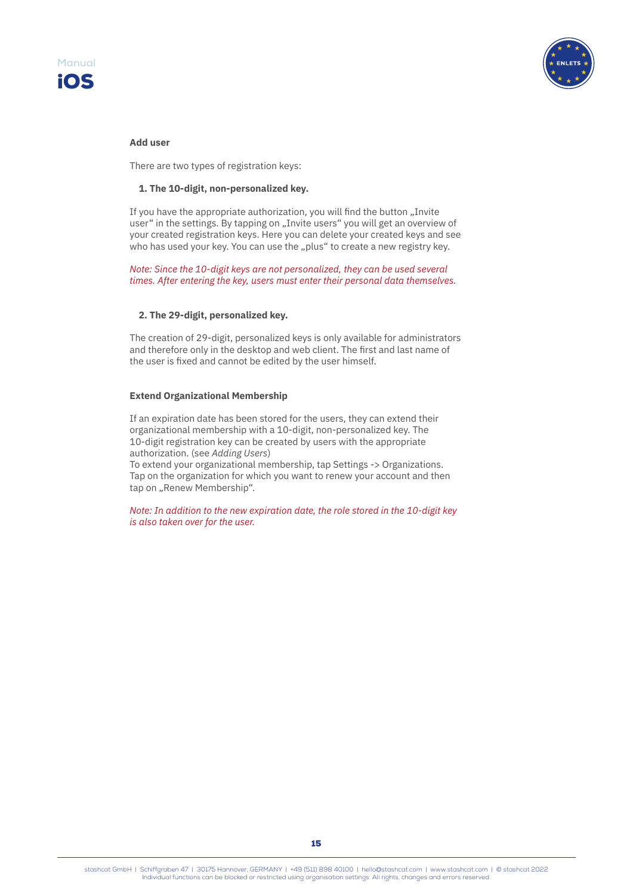## Add user

There are two types of registration keys:

**1. The 10-digit, non-personalized key.**

If you have the appropriate authorization, you will find the button „Invite user" in the settings. By tapping on „Invite users" you will get an overview of your created registration keys. Here you can delete your created keys and see who has used your key. You can use the „plus" to create a new registry key.

*Note: Since the 10-digit keys are not personalized, they can be used several times. After entering the key, users must enter their personal data themselves.*

**2. The 29-digit, personalized key.**

The creation of 29-digit, personalized keys is only available for administrators and therefore only in the desktop and web client. The first and last name of the user is fixed and cannot be edited by the user himself.

## Extend Organizational Membership

If an expiration date has been stored for the users, they can extend their organizational membership with a 10-digit, non-personalized key. The 10-digit registration key can be created by users with the appropriate authorization. (see *Adding Users*)
To extend your organizational membership, tap Settings -> Organizations. Tap on the organization for which you want to renew your account and then tap on „Renew Membership".

*Note: In addition to the new expiration date, the role stored in the 10-digit key is also taken over for the user.*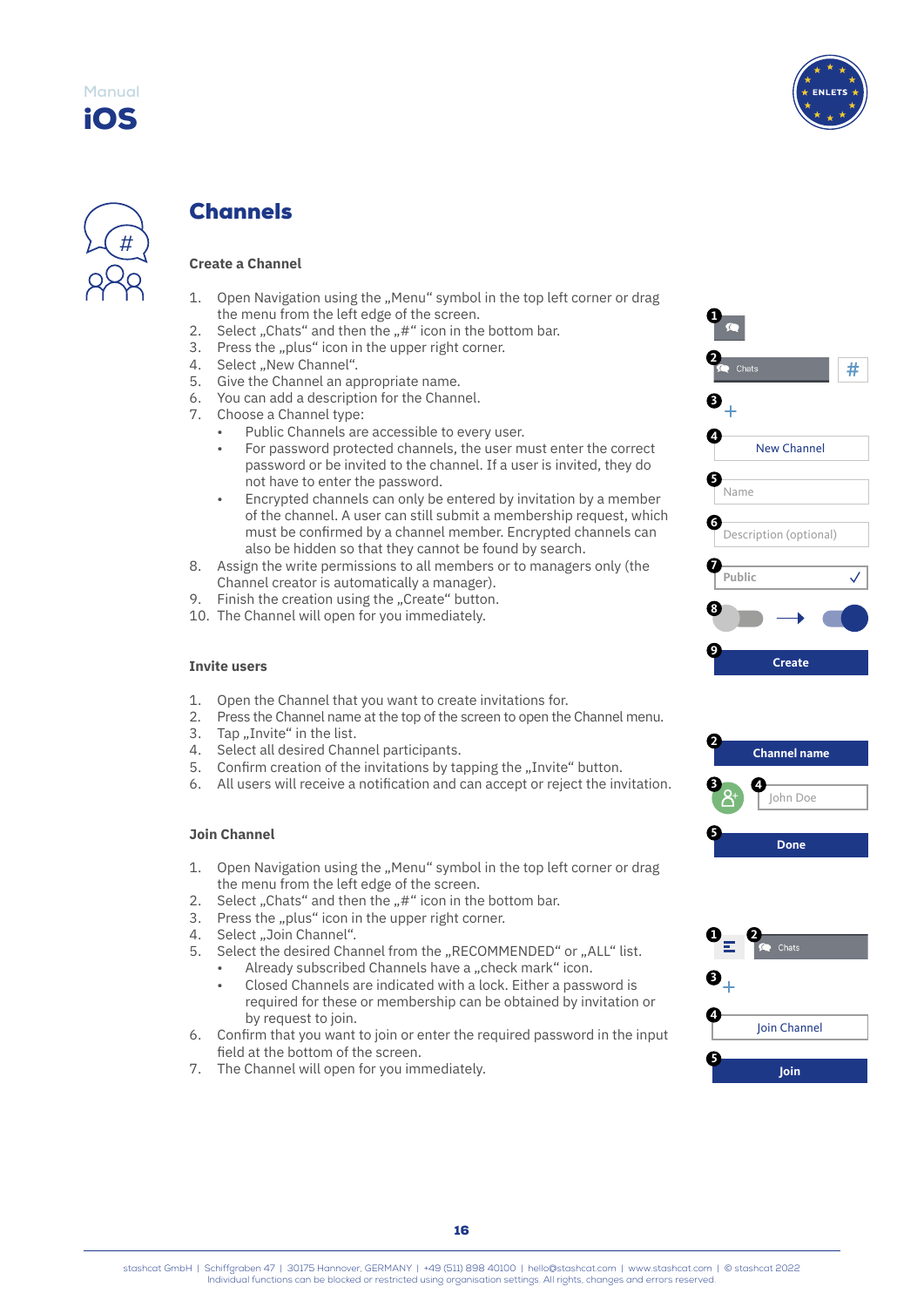# Channels

### Create a Channel

1. Open Navigation using the „Menu“ symbol in the top left corner or drag the menu from the left edge of the screen.
2. Select „Chats“ and then the „#“ icon in the bottom bar.
3. Press the „plus“ icon in the upper right corner.
4. Select „New Channel“.
5. Give the Channel an appropriate name.
6. You can add a description for the Channel.
7. Choose a Channel type:
   - Public Channels are accessible to every user.
   - For password protected channels, the user must enter the correct password or be invited to the channel. If a user is invited, they do not have to enter the password.
   - Encrypted channels can only be entered by invitation by a member of the channel. A user can still submit a membership request, which must be confirmed by a channel member. Encrypted channels can also be hidden so that they cannot be found by search.
8. Assign the write permissions to all members or to managers only (the Channel creator is automatically a manager).
9. Finish the creation using the „Create“ button.
10. The Channel will open for you immediately.

1 
2 Chats #
3 +
4 New Channel
5 Name
6 Description (optional)
7 Public ✓
8 
9 Create

### Invite users

1. Open the Channel that you want to create invitations for.
2. Press the Channel name at the top of the screen to open the Channel menu.
3. Tap „Invite“ in the list.
4. Select all desired Channel participants.
5. Confirm creation of the invitations by tapping the „Invite“ button.
6. All users will receive a notification and can accept or reject the invitation.

2 Channel name
3 4 John Doe
5 Done

### Join Channel

1. Open Navigation using the „Menu“ symbol in the top left corner or drag the menu from the left edge of the screen.
2. Select „Chats“ and then the „#“ icon in the bottom bar.
3. Press the „plus“ icon in the upper right corner.
4. Select „Join Channel“.
5. Select the desired Channel from the „RECOMMENDED“ or „ALL“ list.
   - Already subscribed Channels have a „check mark“ icon.
   - Closed Channels are indicated with a lock. Either a password is required for these or membership can be obtained by invitation or by request to join.
6. Confirm that you want to join or enter the required password in the input field at the bottom of the screen.
7. The Channel will open for you immediately.

1 2 Chats
3 +
4 Join Channel
5 Join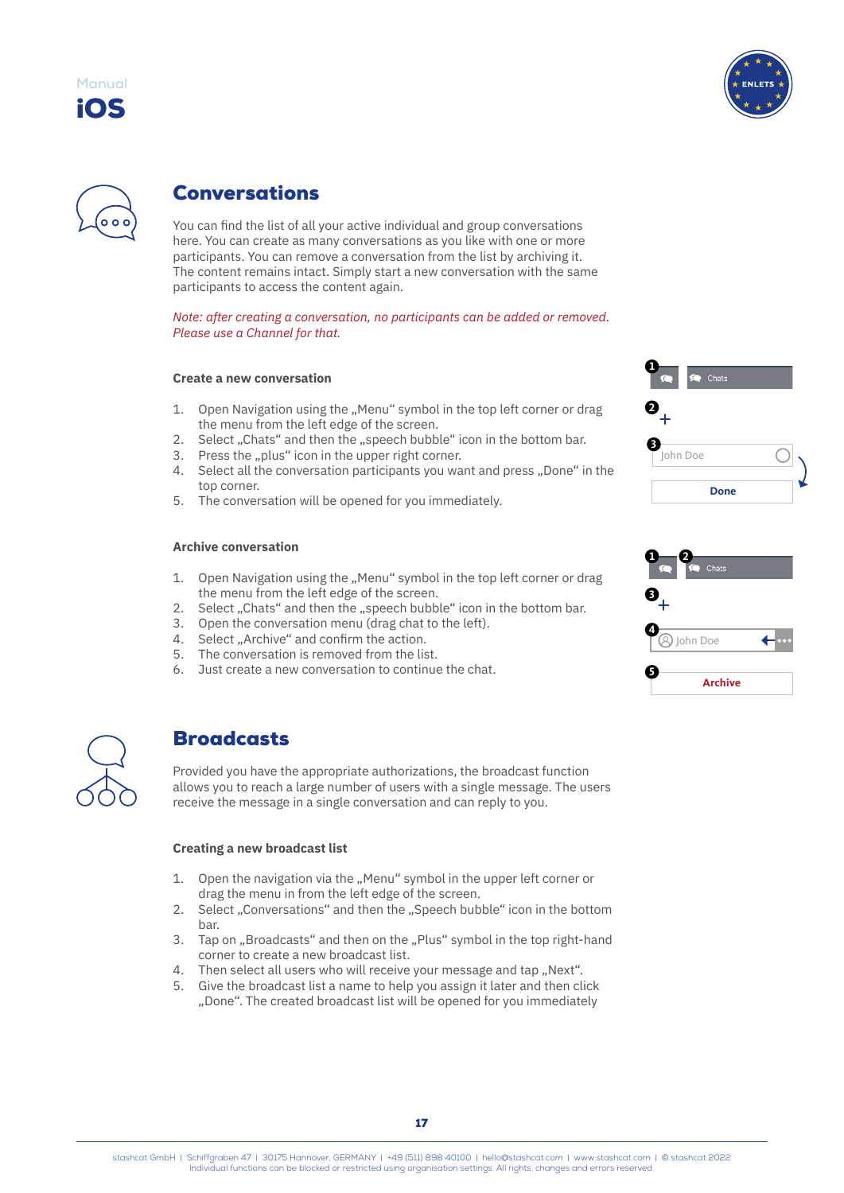## Conversations

You can find the list of all your active individual and group conversations here. You can create as many conversations as you like with one or more participants. You can remove a conversation from the list by archiving it. The content remains intact. Simply start a new conversation with the same participants to access the content again.

*Note: after creating a conversation, no participants can be added or removed. Please use a Channel for that.*

### Create a new conversation

1. Open Navigation using the „Menu“ symbol in the top left corner or drag the menu from the left edge of the screen.
2. Select „Chats“ and then the „speech bubble“ icon in the bottom bar.
3. Press the „plus“ icon in the upper right corner.
4. Select all the conversation participants you want and press „Done“ in the top corner.
5. The conversation will be opened for you immediately.

### Archive conversation

1. Open Navigation using the „Menu“ symbol in the top left corner or drag the menu from the left edge of the screen.
2. Select „Chats“ and then the „speech bubble“ icon in the bottom bar.
3. Open the conversation menu (drag chat to the left).
4. Select „Archive“ and confirm the action.
5. The conversation is removed from the list.
6. Just create a new conversation to continue the chat.

## Broadcasts

Provided you have the appropriate authorizations, the broadcast function allows you to reach a large number of users with a single message. The users receive the message in a single conversation and can reply to you.

### Creating a new broadcast list

1. Open the navigation via the „Menu“ symbol in the upper left corner or drag the menu in from the left edge of the screen.
2. Select „Conversations“ and then the „Speech bubble“ icon in the bottom bar.
3. Tap on „Broadcasts“ and then on the „Plus“ symbol in the top right-hand corner to create a new broadcast list.
4. Then select all users who will receive your message and tap „Next“.
5. Give the broadcast list a name to help you assign it later and then click „Done“. The created broadcast list will be opened for you immediately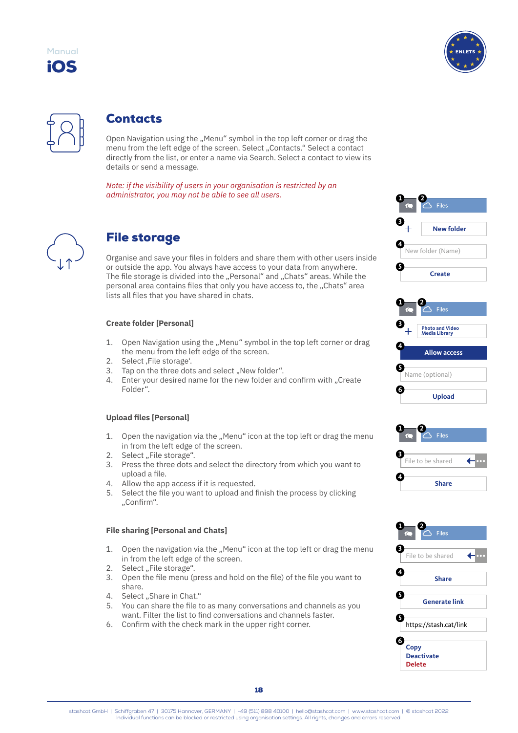## Contacts

Open Navigation using the „Menu“ symbol in the top left corner or drag the menu from the left edge of the screen. Select „Contacts.“ Select a contact directly from the list, or enter a name via Search. Select a contact to view its details or send a message.

*Note: if the visibility of users in your organisation is restricted by an administrator, you may not be able to see all users.*

## File storage

Organise and save your files in folders and share them with other users inside or outside the app. You always have access to your data from anywhere. The file storage is divided into the „Personal“ and „Chats“ areas. While the personal area contains files that only you have access to, the „Chats“ area lists all files that you have shared in chats.

### Create folder [Personal]

1. Open Navigation using the „Menu“ symbol in the top left corner or drag the menu from the left edge of the screen.
2. Select ‚File storage‘.
3. Tap on the three dots and select „New folder“.
4. Enter your desired name for the new folder and confirm with „Create Folder“.

### Upload files [Personal]

1. Open the navigation via the „Menu“ icon at the top left or drag the menu in from the left edge of the screen.
2. Select „File storage“.
3. Press the three dots and select the directory from which you want to upload a file.
4. Allow the app access if it is requested.
5. Select the file you want to upload and finish the process by clicking „Confirm“.

### File sharing [Personal and Chats]

1. Open the navigation via the „Menu“ icon at the top left or drag the menu in from the left edge of the screen.
2. Select „File storage“.
3. Open the file menu (press and hold on the file) of the file you want to share.
4. Select „Share in Chat.“
5. You can share the file to as many conversations and channels as you want. Filter the list to find conversations and channels faster.
6. Confirm with the check mark in the upper right corner.

1 2 Files
3 + New folder
4 New folder (Name)
5 Create

1 2 Files
3 + Photo and Video Media Library
4 Allow access
5 Name (optional)
6 Upload

1 2 Files
3 File to be shared
4 Share

1 2 Files
3 File to be shared
4 Share
5 Generate link
5 https://stash.cat/link
6 Copy / Deactivate / Delete

stashcat GmbH | Schiffgraben 47 | 30175 Hannover, GERMANY | +49 (511) 898 40100 | hello@stashcat.com | www.stashcat.com | © stashcat 2022
Individual functions can be blocked or restricted using organisation settings. All rights, changes and errors reserved.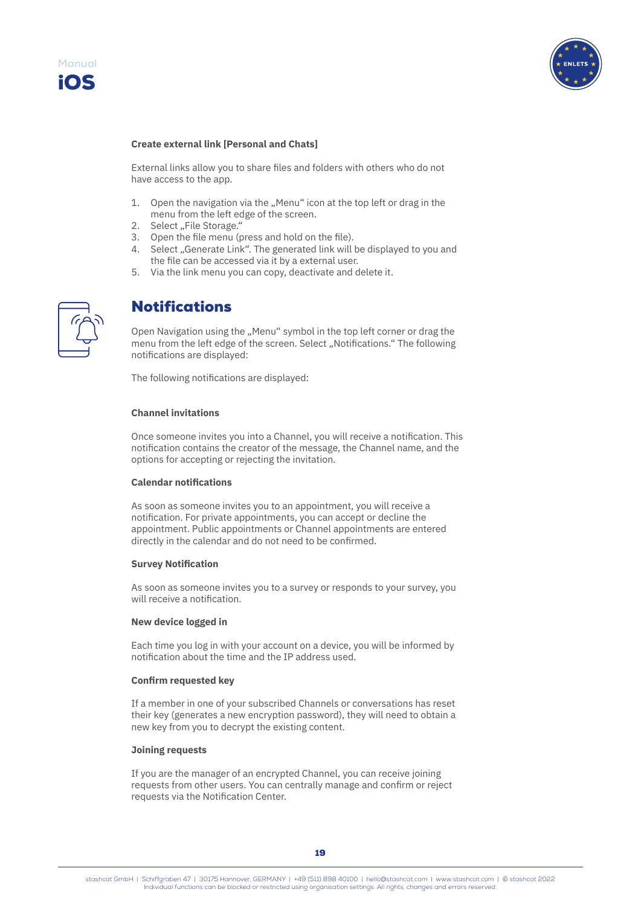**Create external link [Personal and Chats]**

External links allow you to share files and folders with others who do not have access to the app.

1. Open the navigation via the „Menu" icon at the top left or drag in the menu from the left edge of the screen.
2. Select „File Storage."
3. Open the file menu (press and hold on the file).
4. Select „Generate Link". The generated link will be displayed to you and the file can be accessed via it by a external user.
5. Via the link menu you can copy, deactivate and delete it.

## Notifications

Open Navigation using the „Menu" symbol in the top left corner or drag the menu from the left edge of the screen. Select „Notifications." The following notifications are displayed:

The following notifications are displayed:

**Channel invitations**

Once someone invites you into a Channel, you will receive a notification. This notification contains the creator of the message, the Channel name, and the options for accepting or rejecting the invitation.

**Calendar notifications**

As soon as someone invites you to an appointment, you will receive a notification. For private appointments, you can accept or decline the appointment. Public appointments or Channel appointments are entered directly in the calendar and do not need to be confirmed.

**Survey Notification**

As soon as someone invites you to a survey or responds to your survey, you will receive a notification.

**New device logged in**

Each time you log in with your account on a device, you will be informed by notification about the time and the IP address used.

**Confirm requested key**

If a member in one of your subscribed Channels or conversations has reset their key (generates a new encryption password), they will need to obtain a new key from you to decrypt the existing content.

**Joining requests**

If you are the manager of an encrypted Channel, you can receive joining requests from other users. You can centrally manage and confirm or reject requests via the Notification Center.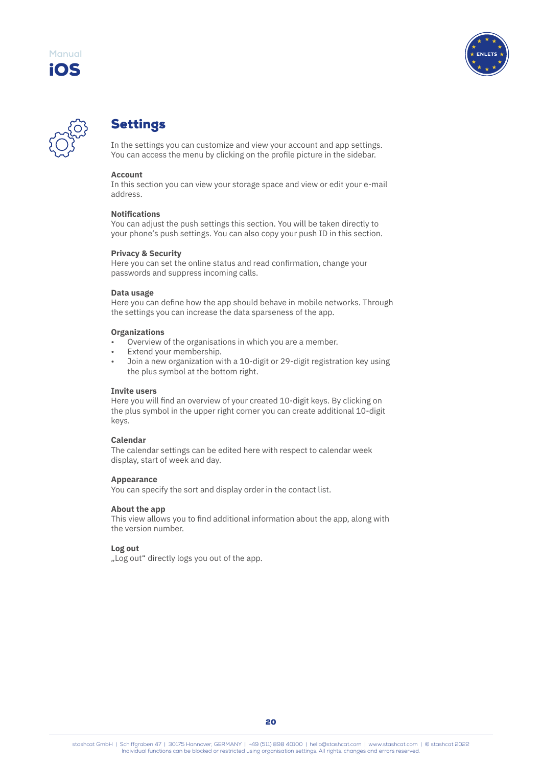# Settings

In the settings you can customize and view your account and app settings. You can access the menu by clicking on the profile picture in the sidebar.

**Account**
In this section you can view your storage space and view or edit your e-mail address.

**Notifications**
You can adjust the push settings this section. You will be taken directly to your phone's push settings. You can also copy your push ID in this section.

**Privacy & Security**
Here you can set the online status and read confirmation, change your passwords and suppress incoming calls.

**Data usage**
Here you can define how the app should behave in mobile networks. Through the settings you can increase the data sparseness of the app.

**Organizations**

- Overview of the organisations in which you are a member.
- Extend your membership.
- Join a new organization with a 10-digit or 29-digit registration key using the plus symbol at the bottom right.

**Invite users**
Here you will find an overview of your created 10-digit keys. By clicking on the plus symbol in the upper right corner you can create additional 10-digit keys.

**Calendar**
The calendar settings can be edited here with respect to calendar week display, start of week and day.

**Appearance**
You can specify the sort and display order in the contact list.

**About the app**
This view allows you to find additional information about the app, along with the version number.

**Log out**
„Log out" directly logs you out of the app.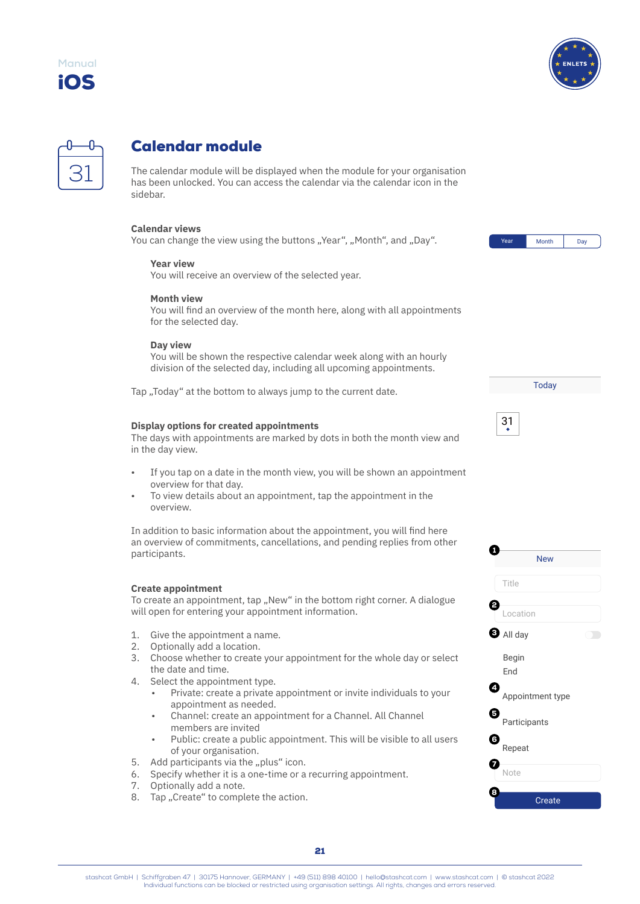## Calendar module

The calendar module will be displayed when the module for your organisation has been unlocked. You can access the calendar via the calendar icon in the sidebar.

**Calendar views**
You can change the view using the buttons „Year“, „Month“, and „Day“.

> **Year view**
> You will receive an overview of the selected year.
>
> **Month view**
> You will find an overview of the month here, along with all appointments for the selected day.
>
> **Day view**
> You will be shown the respective calendar week along with an hourly division of the selected day, including all upcoming appointments.

Tap „Today“ at the bottom to always jump to the current date.

**Display options for created appointments**
The days with appointments are marked by dots in both the month view and in the day view.

- If you tap on a date in the month view, you will be shown an appointment overview for that day.
- To view details about an appointment, tap the appointment in the overview.

In addition to basic information about the appointment, you will find here an overview of commitments, cancellations, and pending replies from other participants.

**Create appointment**
To create an appointment, tap „New“ in the bottom right corner. A dialogue will open for entering your appointment information.

1. Give the appointment a name.
2. Optionally add a location.
3. Choose whether to create your appointment for the whole day or select the date and time.
4. Select the appointment type.
   - Private: create a private appointment or invite individuals to your appointment as needed.
   - Channel: create an appointment for a Channel. All Channel members are invited
   - Public: create a public appointment. This will be visible to all users of your organisation.
5. Add participants via the „plus“ icon.
6. Specify whether it is a one-time or a recurring appointment.
7. Optionally add a note.
8. Tap „Create“ to complete the action.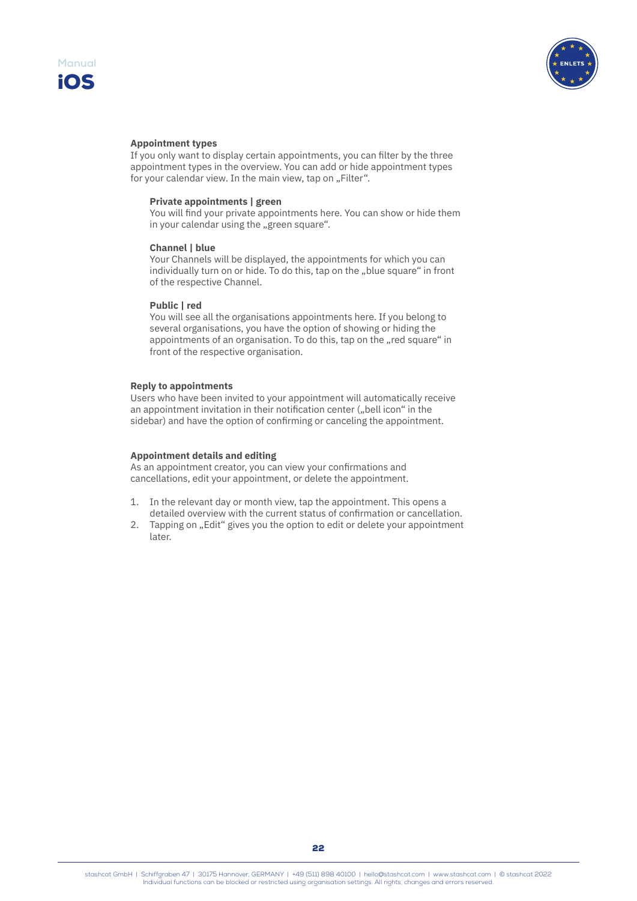### Appointment types

If you only want to display certain appointments, you can filter by the three appointment types in the overview. You can add or hide appointment types for your calendar view. In the main view, tap on „Filter".

**Private appointments | green**
You will find your private appointments here. You can show or hide them in your calendar using the „green square".

**Channel | blue**
Your Channels will be displayed, the appointments for which you can individually turn on or hide. To do this, tap on the „blue square" in front of the respective Channel.

**Public | red**
You will see all the organisations appointments here. If you belong to several organisations, you have the option of showing or hiding the appointments of an organisation. To do this, tap on the „red square" in front of the respective organisation.

### Reply to appointments

Users who have been invited to your appointment will automatically receive an appointment invitation in their notification center („bell icon" in the sidebar) and have the option of confirming or canceling the appointment.

### Appointment details and editing

As an appointment creator, you can view your confirmations and cancellations, edit your appointment, or delete the appointment.

1. In the relevant day or month view, tap the appointment. This opens a detailed overview with the current status of confirmation or cancellation.
2. Tapping on „Edit" gives you the option to edit or delete your appointment later.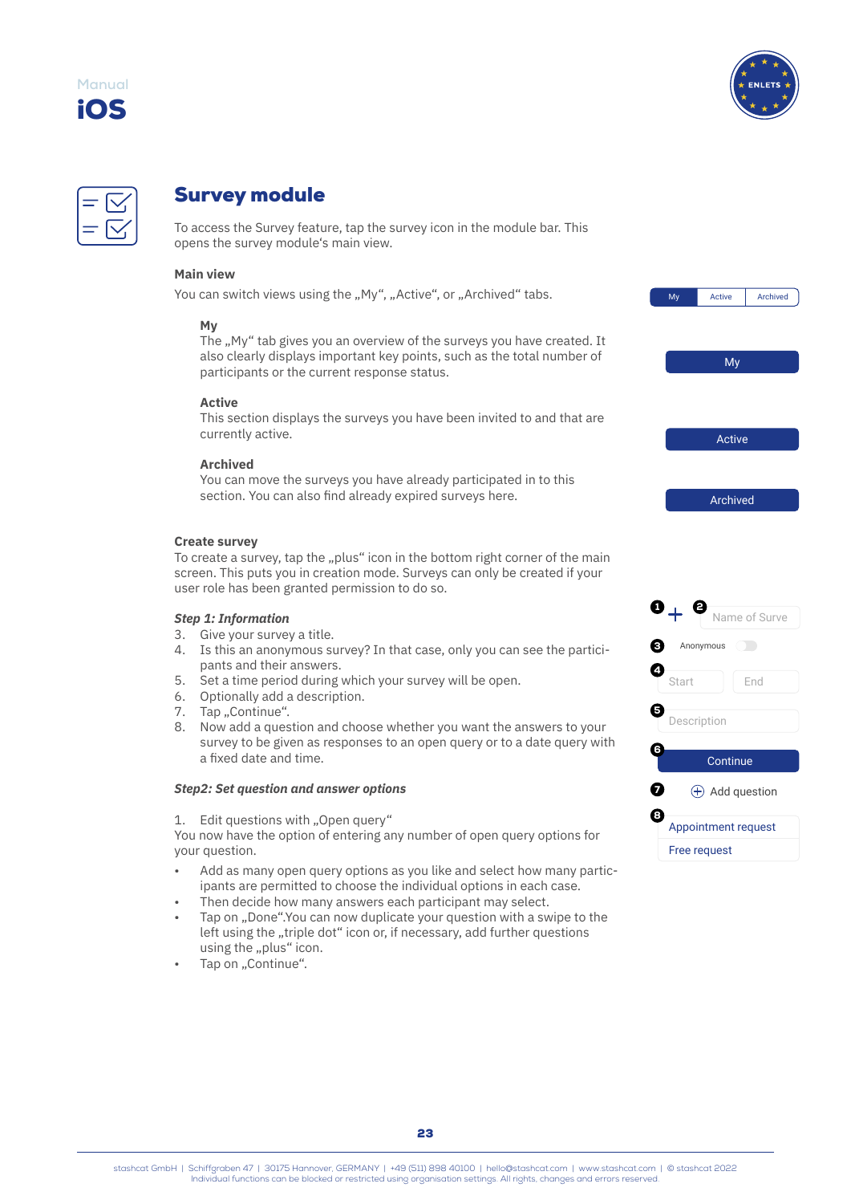## Survey module

To access the Survey feature, tap the survey icon in the module bar. This opens the survey module's main view.

**Main view**

You can switch views using the „My", „Active", or „Archived" tabs.

**My**
The „My" tab gives you an overview of the surveys you have created. It also clearly displays important key points, such as the total number of participants or the current response status.

**Active**
This section displays the surveys you have been invited to and that are currently active.

**Archived**
You can move the surveys you have already participated in to this section. You can also find already expired surveys here.

**Create survey**

To create a survey, tap the „plus" icon in the bottom right corner of the main screen. This puts you in creation mode. Surveys can only be created if your user role has been granted permission to do so.

***Step 1: Information***

3. Give your survey a title.
4. Is this an anonymous survey? In that case, only you can see the participants and their answers.
5. Set a time period during which your survey will be open.
6. Optionally add a description.
7. Tap „Continue".
8. Now add a question and choose whether you want the answers to your survey to be given as responses to an open query or to a date query with a fixed date and time.

***Step2: Set question and answer options***

1. Edit questions with „Open query"

You now have the option of entering any number of open query options for your question.

- Add as many open query options as you like and select how many participants are permitted to choose the individual options in each case.
- Then decide how many answers each participant may select.
- Tap on „Done".You can now duplicate your question with a swipe to the left using the „triple dot" icon or, if necessary, add further questions using the „plus" icon.
- Tap on „Continue".

My | Active | Archived

My

Active

Archived

1 + 2 Name of Surve

3 Anonymous

4 Start End

5 Description

6 Continue

7 Add question

8 Appointment request
Free request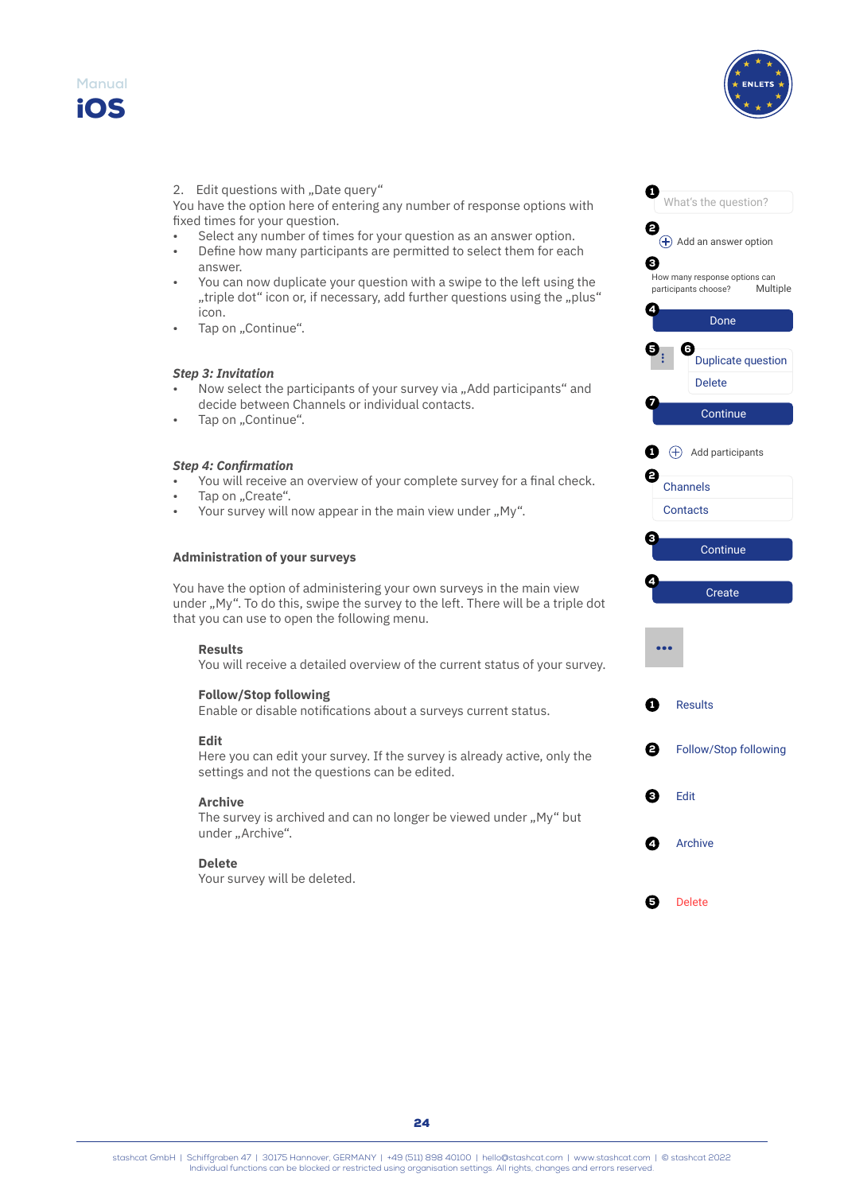2. Edit questions with „Date query“

You have the option here of entering any number of response options with fixed times for your question.

- Select any number of times for your question as an answer option.
- Define how many participants are permitted to select them for each answer.
- You can now duplicate your question with a swipe to the left using the „triple dot“ icon or, if necessary, add further questions using the „plus“ icon.
- Tap on „Continue“.

1. What's the question?
2. Add an answer option
3. How many response options can participants choose? Multiple
4. Done
5. ⋮
6. Duplicate question / Delete
7. Continue

***Step 3: Invitation***

- Now select the participants of your survey via „Add participants“ and decide between Channels or individual contacts.
- Tap on „Continue“.

1. Add participants
2. Channels / Contacts
3. Continue

***Step 4: Confirmation***

- You will receive an overview of your complete survey for a final check.
- Tap on „Create“.
- Your survey will now appear in the main view under „My“.

4. Create

**Administration of your surveys**

You have the option of administering your own surveys in the main view under „My“. To do this, swipe the survey to the left. There will be a triple dot that you can use to open the following menu.

**Results**
You will receive a detailed overview of the current status of your survey.

**Follow/Stop following**
Enable or disable notifications about a surveys current status.

**Edit**
Here you can edit your survey. If the survey is already active, only the settings and not the questions can be edited.

**Archive**
The survey is archived and can no longer be viewed under „My“ but under „Archive“.

**Delete**
Your survey will be deleted.

•••

1. Results
2. Follow/Stop following
3. Edit
4. Archive
5. Delete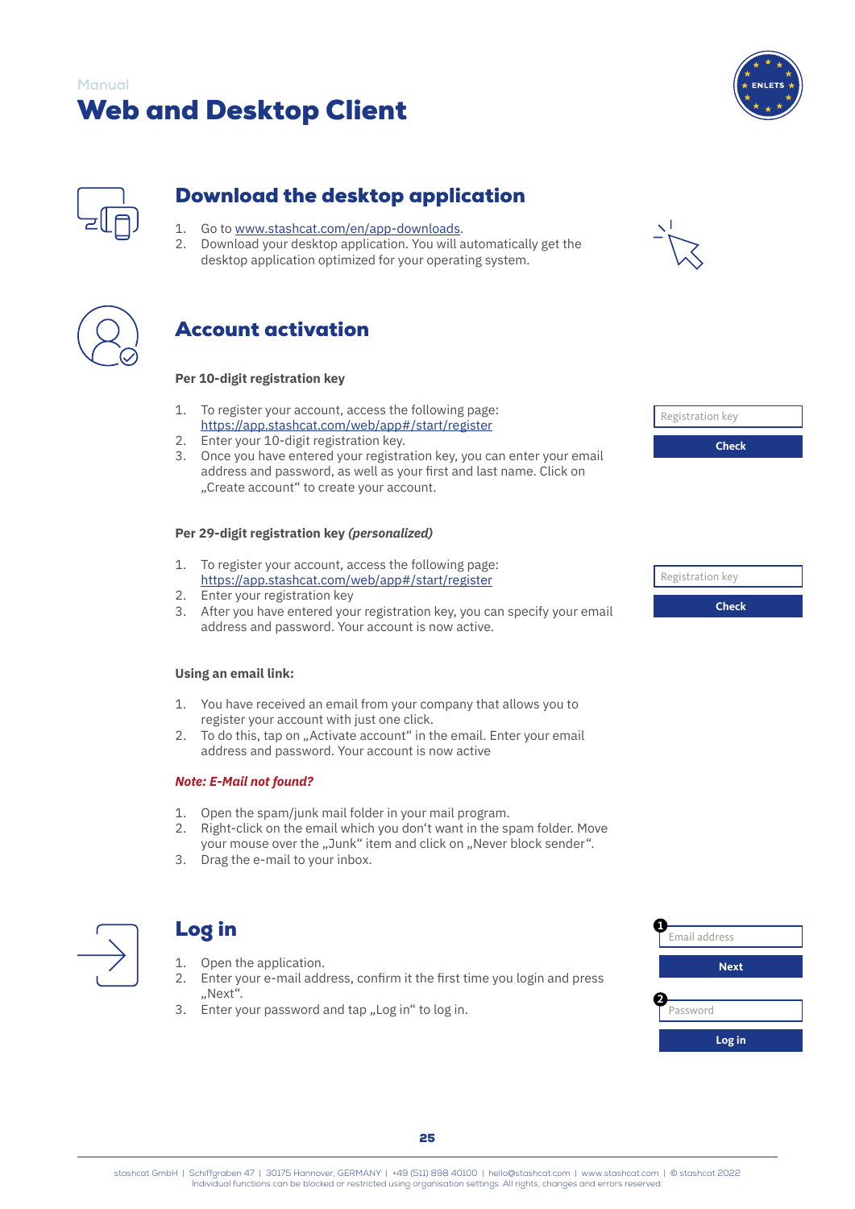Manual

# Web and Desktop Client

## Download the desktop application

1. Go to www.stashcat.com/en/app-downloads.
2. Download your desktop application. You will automatically get the desktop application optimized for your operating system.

## Account activation

**Per 10-digit registration key**

1. To register your account, access the following page: https://app.stashcat.com/web/app#/start/register
2. Enter your 10-digit registration key.
3. Once you have entered your registration key, you can enter your email address and password, as well as your first and last name. Click on „Create account“ to create your account.

Registration key

Check

**Per 29-digit registration key *(personalized)***

1. To register your account, access the following page: https://app.stashcat.com/web/app#/start/register
2. Enter your registration key
3. After you have entered your registration key, you can specify your email address and password. Your account is now active.

Registration key

Check

**Using an email link:**

1. You have received an email from your company that allows you to register your account with just one click.
2. To do this, tap on „Activate account“ in the email. Enter your email address and password. Your account is now active

***Note: E-Mail not found?***

1. Open the spam/junk mail folder in your mail program.
2. Right-click on the email which you don‘t want in the spam folder. Move your mouse over the „Junk“ item and click on „Never block sender“.
3. Drag the e-mail to your inbox.

## Log in

1. Open the application.
2. Enter your e-mail address, confirm it the first time you login and press „Next“.
3. Enter your password and tap „Log in“ to log in.

1 Email address

Next

2 Password

Log in

stashcat GmbH | Schiffgraben 47 | 30175 Hannover, GERMANY | +49 (511) 898 40100 | hello@stashcat.com | www.stashcat.com | © stashcat 2022
Individual functions can be blocked or restricted using organisation settings. All rights, changes and errors reserved.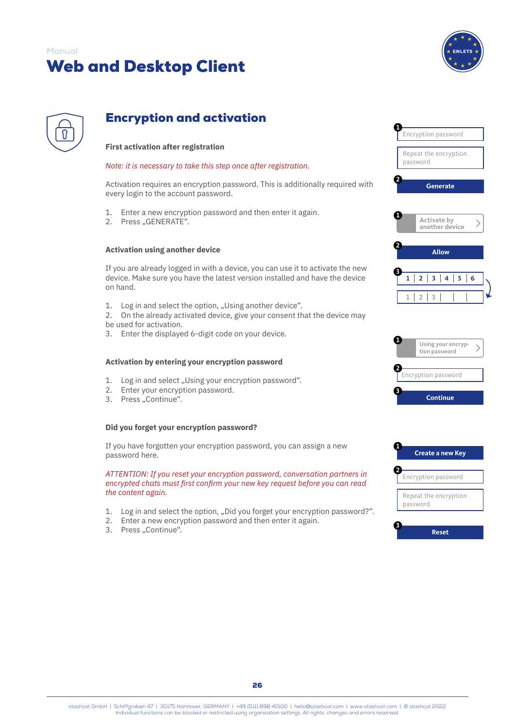Manual

# Web and Desktop Client

## Encryption and activation

### First activation after registration

*Note: it is necessary to take this step once after registration.*

Activation requires an encryption password. This is additionally required with every login to the account password.

1. Enter a new encryption password and then enter it again.
2. Press „GENERATE“.

❶ Encryption password

Repeat the encryption password

❷ Generate

### Activation using another device

If you are already logged in with a device, you can use it to activate the new device. Make sure you have the latest version installed and have the device on hand.

1. Log in and select the option, „Using another device“.
2. On the already activated device, give your consent that the device may be used for activation.
3. Enter the displayed 6-digit code on your device.

❶ Activate by another device

❷ Allow

❸ 1 | 2 | 3 | 4 | 5 | 6

1 | 2 | 3 | | |

### Activation by entering your encryption password

1. Log in and select „Using your encryption password“.
2. Enter your encryption password.
3. Press „Continue“.

❶ Using your encryption password

❷ Encryption password

❸ Continue

### Did you forget your encryption password?

If you have forgotten your encryption password, you can assign a new password here.

*ATTENTION: If you reset your encryption password, conversation partners in encrypted chats must first confirm your new key request before you can read the content again.*

1. Log in and select the option, „Did you forget your encryption password?“.
2. Enter a new encryption password and then enter it again.
3. Press „Continue“.

❶ Create a new Key

❷ Encryption password

Repeat the encryption password

❸ Reset

stashcat GmbH | Schiffgraben 47 | 30175 Hannover, GERMANY | +49 (511) 898 40100 | hello@stashcat.com | www.stashcat.com | © stashcat 2022
Individual functions can be blocked or restricted using organisation settings. All rights, changes and errors reserved.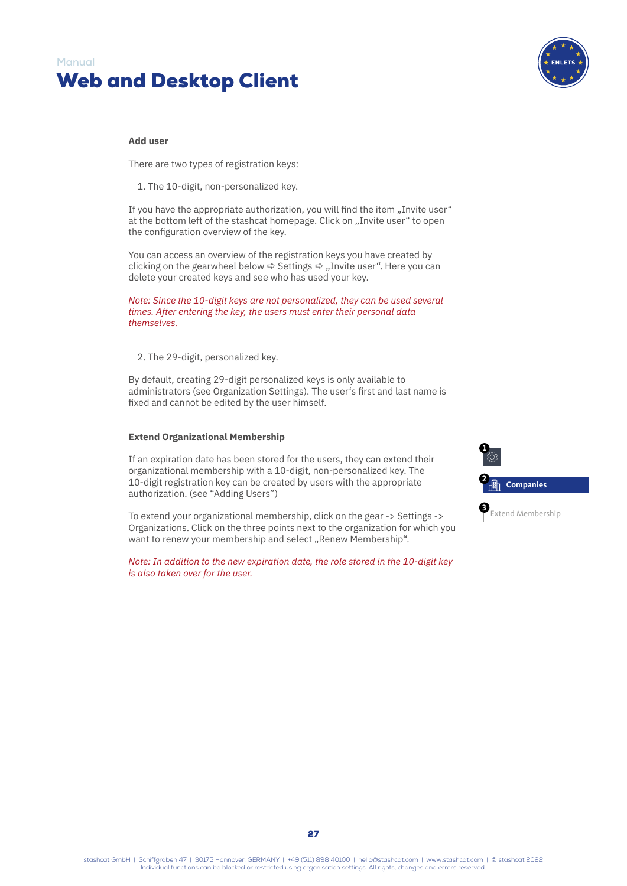**Add user**

There are two types of registration keys:

1. The 10-digit, non-personalized key.

If you have the appropriate authorization, you will find the item „Invite user“ at the bottom left of the stashcat homepage. Click on „Invite user“ to open the configuration overview of the key.

You can access an overview of the registration keys you have created by clicking on the gearwheel below ➪ Settings ➪ „Invite user“. Here you can delete your created keys and see who has used your key.

*Note: Since the 10-digit keys are not personalized, they can be used several times. After entering the key, the users must enter their personal data themselves.*

2. The 29-digit, personalized key.

By default, creating 29-digit personalized keys is only available to administrators (see Organization Settings). The user‘s first and last name is fixed and cannot be edited by the user himself.

**Extend Organizational Membership**

If an expiration date has been stored for the users, they can extend their organizational membership with a 10-digit, non-personalized key. The 10-digit registration key can be created by users with the appropriate authorization. (see “Adding Users”)

To extend your organizational membership, click on the gear -> Settings -> Organizations. Click on the three points next to the organization for which you want to renew your membership and select „Renew Membership“.

*Note: In addition to the new expiration date, the role stored in the 10-digit key is also taken over for the user.*

1

2 Companies

3 Extend Membership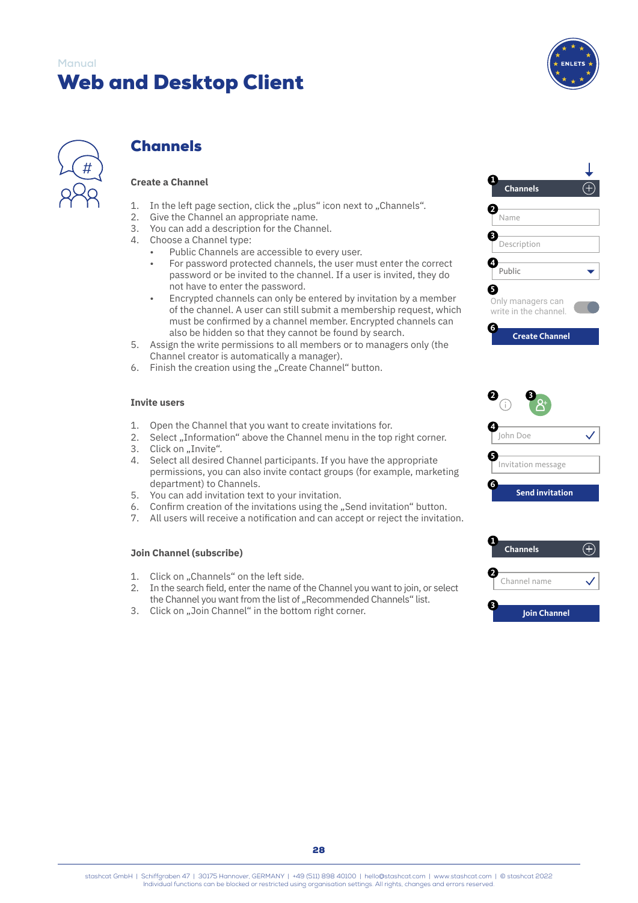Manual

# Web and Desktop Client

## Channels

### Create a Channel

1. In the left page section, click the „plus“ icon next to „Channels“.
2. Give the Channel an appropriate name.
3. You can add a description for the Channel.
4. Choose a Channel type:
   - Public Channels are accessible to every user.
   - For password protected channels, the user must enter the correct password or be invited to the channel. If a user is invited, they do not have to enter the password.
   - Encrypted channels can only be entered by invitation by a member of the channel. A user can still submit a membership request, which must be confirmed by a channel member. Encrypted channels can also be hidden so that they cannot be found by search.
5. Assign the write permissions to all members or to managers only (the Channel creator is automatically a manager).
6. Finish the creation using the „Create Channel“ button.

1 Channels
2 Name
3 Description
4 Public
5 Only managers can write in the channel.
6 Create Channel

### Invite users

1. Open the Channel that you want to create invitations for.
2. Select „Information“ above the Channel menu in the top right corner.
3. Click on „Invite“.
4. Select all desired Channel participants. If you have the appropriate permissions, you can also invite contact groups (for example, marketing department) to Channels.
5. You can add invitation text to your invitation.
6. Confirm creation of the invitations using the „Send invitation“ button.
7. All users will receive a notification and can accept or reject the invitation.

4 John Doe
5 Invitation message
6 Send invitation

### Join Channel (subscribe)

1. Click on „Channels“ on the left side.
2. In the search field, enter the name of the Channel you want to join, or select the Channel you want from the list of „Recommended Channels“ list.
3. Click on „Join Channel“ in the bottom right corner.

1 Channels
2 Channel name
3 Join Channel

stashcat GmbH | Schiffgraben 47 | 30175 Hannover, GERMANY | +49 (511) 898 40100 | hello@stashcat.com | www.stashcat.com | © stashcat 2022
Individual functions can be blocked or restricted using organisation settings. All rights, changes and errors reserved.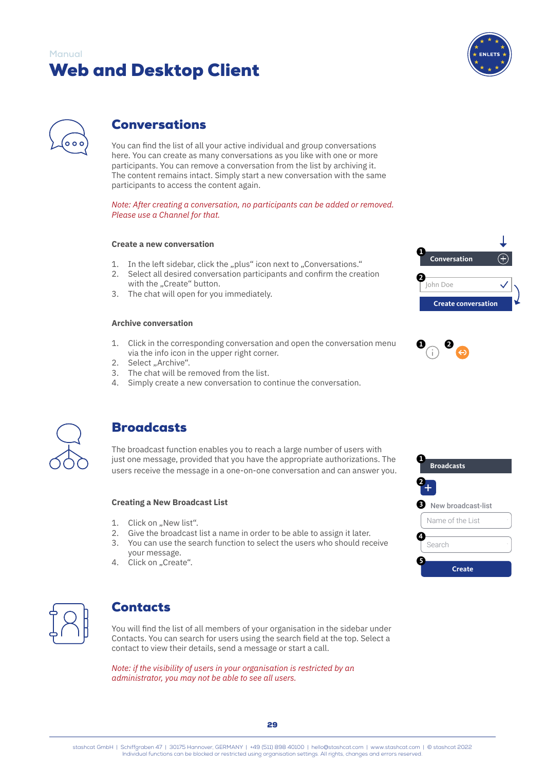Manual

# Web and Desktop Client

## Conversations

You can find the list of all your active individual and group conversations here. You can create as many conversations as you like with one or more participants. You can remove a conversation from the list by archiving it. The content remains intact. Simply start a new conversation with the same participants to access the content again.

*Note: After creating a conversation, no participants can be added or removed. Please use a Channel for that.*

### Create a new conversation

1. In the left sidebar, click the „plus“ icon next to „Conversations.“
2. Select all desired conversation participants and confirm the creation with the „Create“ button.
3. The chat will open for you immediately.

### Archive conversation

1. Click in the corresponding conversation and open the conversation menu via the info icon in the upper right corner.
2. Select „Archive“.
3. The chat will be removed from the list.
4. Simply create a new conversation to continue the conversation.

## Broadcasts

The broadcast function enables you to reach a large number of users with just one message, provided that you have the appropriate authorizations. The users receive the message in a one-on-one conversation and can answer you.

### Creating a New Broadcast List

1. Click on „New list“.
2. Give the broadcast list a name in order to be able to assign it later.
3. You can use the search function to select the users who should receive your message.
4. Click on „Create“.

## Contacts

You will find the list of all members of your organisation in the sidebar under Contacts. You can search for users using the search field at the top. Select a contact to view their details, send a message or start a call.

*Note: if the visibility of users in your organisation is restricted by an administrator, you may not be able to see all users.*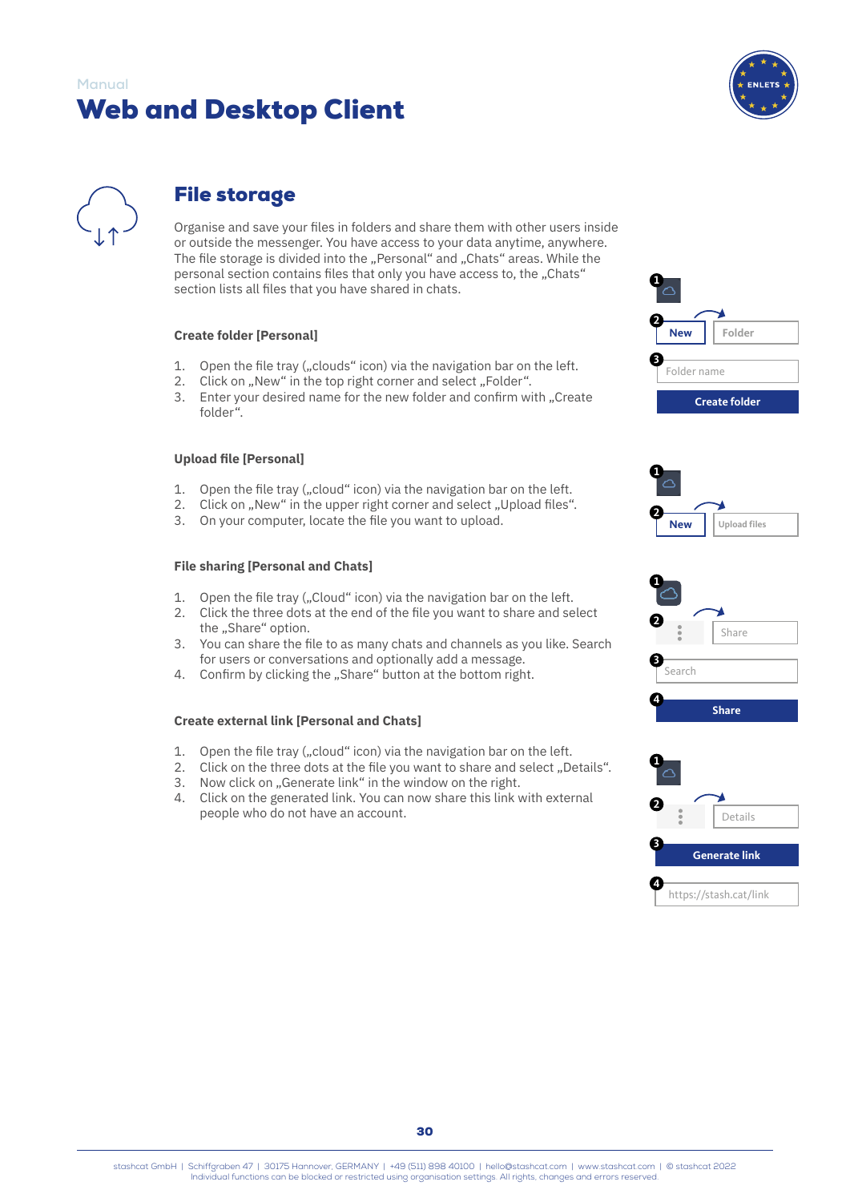Manual

# Web and Desktop Client

## File storage

Organise and save your files in folders and share them with other users inside or outside the messenger. You have access to your data anytime, anywhere. The file storage is divided into the „Personal“ and „Chats“ areas. While the personal section contains files that only you have access to, the „Chats“ section lists all files that you have shared in chats.

### Create folder [Personal]

1. Open the file tray („clouds“ icon) via the navigation bar on the left.
2. Click on „New“ in the top right corner and select „Folder“.
3. Enter your desired name for the new folder and confirm with „Create folder“.

### Upload file [Personal]

1. Open the file tray („cloud“ icon) via the navigation bar on the left.
2. Click on „New“ in the upper right corner and select „Upload files“.
3. On your computer, locate the file you want to upload.

### File sharing [Personal and Chats]

1. Open the file tray („Cloud“ icon) via the navigation bar on the left.
2. Click the three dots at the end of the file you want to share and select the „Share“ option.
3. You can share the file to as many chats and channels as you like. Search for users or conversations and optionally add a message.
4. Confirm by clicking the „Share“ button at the bottom right.

### Create external link [Personal and Chats]

1. Open the file tray („cloud“ icon) via the navigation bar on the left.
2. Click on the three dots at the file you want to share and select „Details“.
3. Now click on „Generate link“ in the window on the right.
4. Click on the generated link. You can now share this link with external people who do not have an account.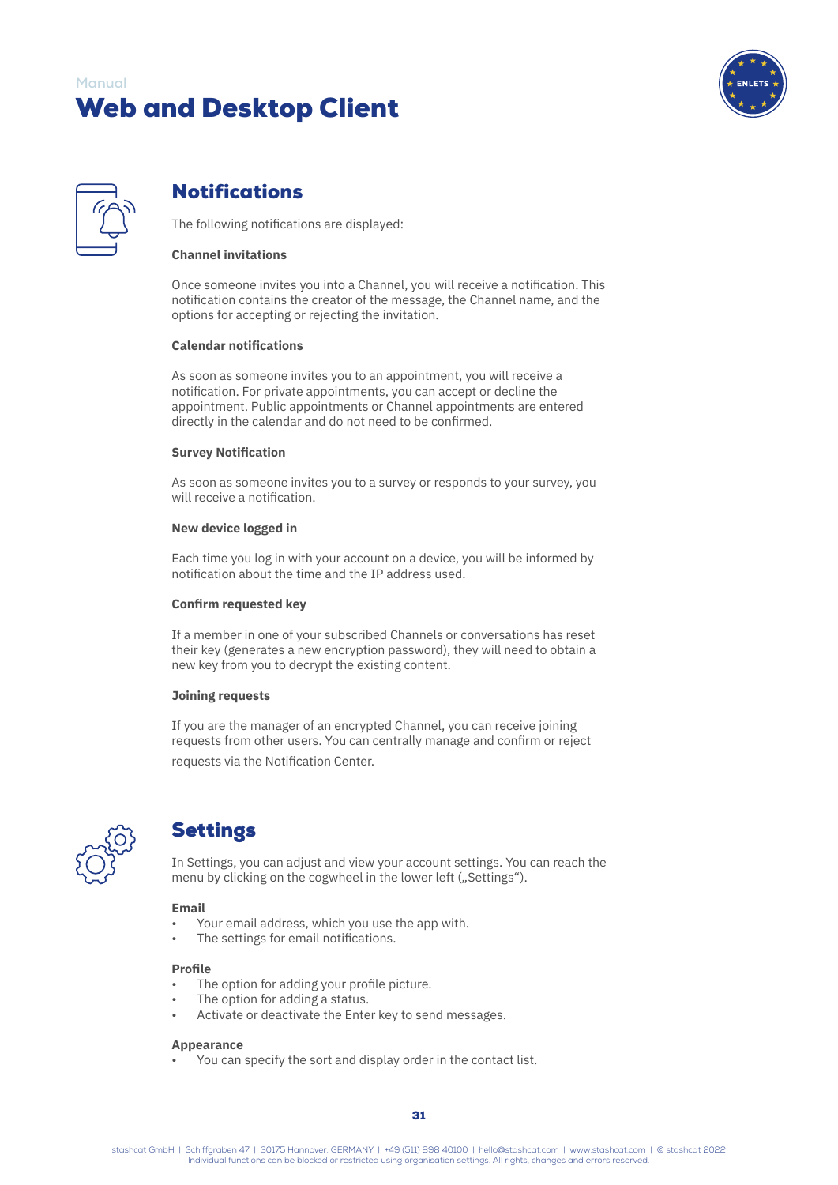## Notifications

The following notifications are displayed:

**Channel invitations**

Once someone invites you into a Channel, you will receive a notification. This notification contains the creator of the message, the Channel name, and the options for accepting or rejecting the invitation.

**Calendar notifications**

As soon as someone invites you to an appointment, you will receive a notification. For private appointments, you can accept or decline the appointment. Public appointments or Channel appointments are entered directly in the calendar and do not need to be confirmed.

**Survey Notification**

As soon as someone invites you to a survey or responds to your survey, you will receive a notification.

**New device logged in**

Each time you log in with your account on a device, you will be informed by notification about the time and the IP address used.

**Confirm requested key**

If a member in one of your subscribed Channels or conversations has reset their key (generates a new encryption password), they will need to obtain a new key from you to decrypt the existing content.

**Joining requests**

If you are the manager of an encrypted Channel, you can receive joining requests from other users. You can centrally manage and confirm or reject requests via the Notification Center.

## Settings

In Settings, you can adjust and view your account settings. You can reach the menu by clicking on the cogwheel in the lower left („Settings“).

**Email**
- Your email address, which you use the app with.
- The settings for email notifications.

**Profile**
- The option for adding your profile picture.
- The option for adding a status.
- Activate or deactivate the Enter key to send messages.

**Appearance**
- You can specify the sort and display order in the contact list.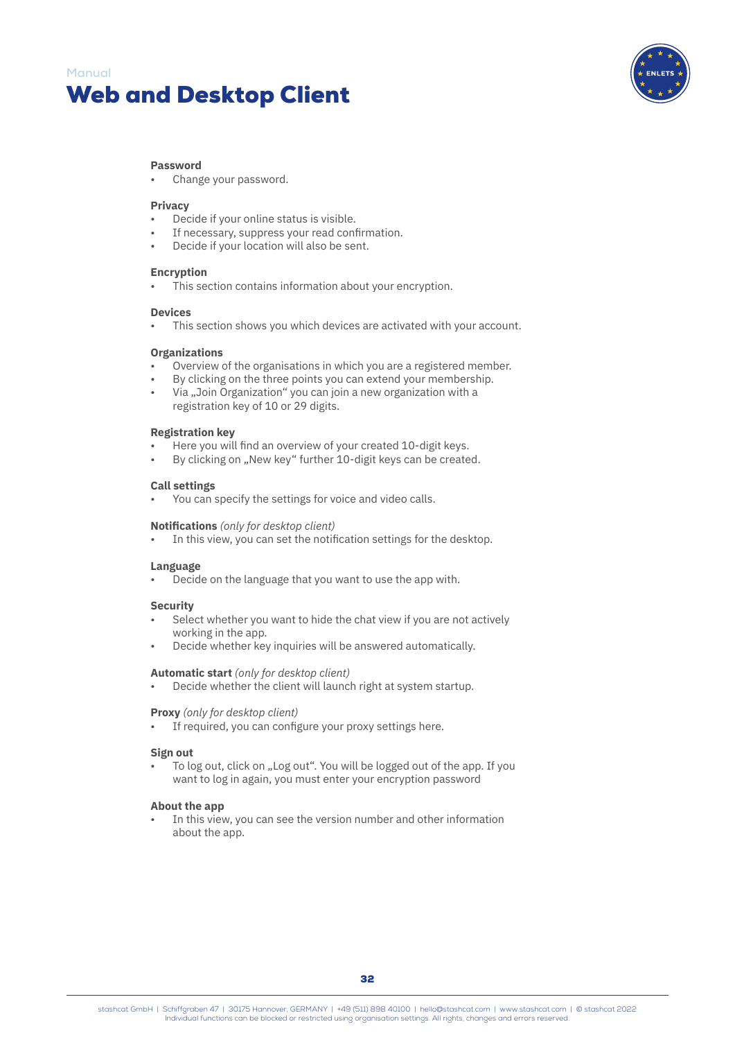**Password**
- Change your password.

**Privacy**
- Decide if your online status is visible.
- If necessary, suppress your read confirmation.
- Decide if your location will also be sent.

**Encryption**
- This section contains information about your encryption.

**Devices**
- This section shows you which devices are activated with your account.

**Organizations**
- Overview of the organisations in which you are a registered member.
- By clicking on the three points you can extend your membership.
- Via „Join Organization" you can join a new organization with a registration key of 10 or 29 digits.

**Registration key**
- Here you will find an overview of your created 10-digit keys.
- By clicking on „New key" further 10-digit keys can be created.

**Call settings**
- You can specify the settings for voice and video calls.

**Notifications** *(only for desktop client)*
- In this view, you can set the notification settings for the desktop.

**Language**
- Decide on the language that you want to use the app with.

**Security**
- Select whether you want to hide the chat view if you are not actively working in the app.
- Decide whether key inquiries will be answered automatically.

**Automatic start** *(only for desktop client)*
- Decide whether the client will launch right at system startup.

**Proxy** *(only for desktop client)*
- If required, you can configure your proxy settings here.

**Sign out**
- To log out, click on „Log out". You will be logged out of the app. If you want to log in again, you must enter your encryption password

**About the app**
- In this view, you can see the version number and other information about the app.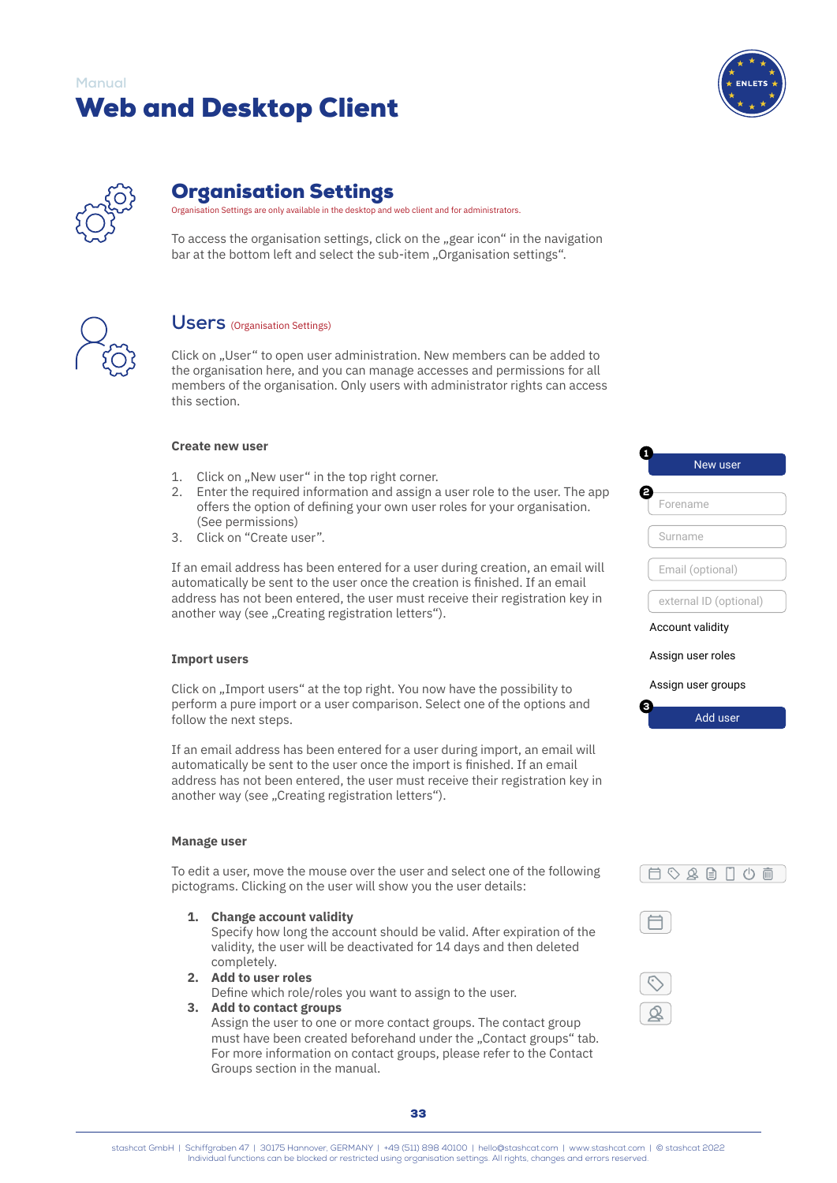Manual

# Web and Desktop Client

## Organisation Settings

Organisation Settings are only available in the desktop and web client and for administrators.

To access the organisation settings, click on the „gear icon" in the navigation bar at the bottom left and select the sub-item „Organisation settings".

## Users (Organisation Settings)

Click on „User" to open user administration. New members can be added to the organisation here, and you can manage accesses and permissions for all members of the organisation. Only users with administrator rights can access this section.

### Create new user

1. Click on „New user" in the top right corner.
2. Enter the required information and assign a user role to the user. The app offers the option of defining your own user roles for your organisation. (See permissions)
3. Click on "Create user".

If an email address has been entered for a user during creation, an email will automatically be sent to the user once the creation is finished. If an email address has not been entered, the user must receive their registration key in another way (see „Creating registration letters").

❶ New user

❷ Forename

Surname

Email (optional)

external ID (optional)

Account validity

Assign user roles

Assign user groups

❸ Add user

### Import users

Click on „Import users" at the top right. You now have the possibility to perform a pure import or a user comparison. Select one of the options and follow the next steps.

If an email address has been entered for a user during import, an email will automatically be sent to the user once the import is finished. If an email address has not been entered, the user must receive their registration key in another way (see „Creating registration letters").

### Manage user

To edit a user, move the mouse over the user and select one of the following pictograms. Clicking on the user will show you the user details:

1. **Change account validity**
   Specify how long the account should be valid. After expiration of the validity, the user will be deactivated for 14 days and then deleted completely.
2. **Add to user roles**
   Define which role/roles you want to assign to the user.
3. **Add to contact groups**
   Assign the user to one or more contact groups. The contact group must have been created beforehand under the „Contact groups" tab. For more information on contact groups, please refer to the Contact Groups section in the manual.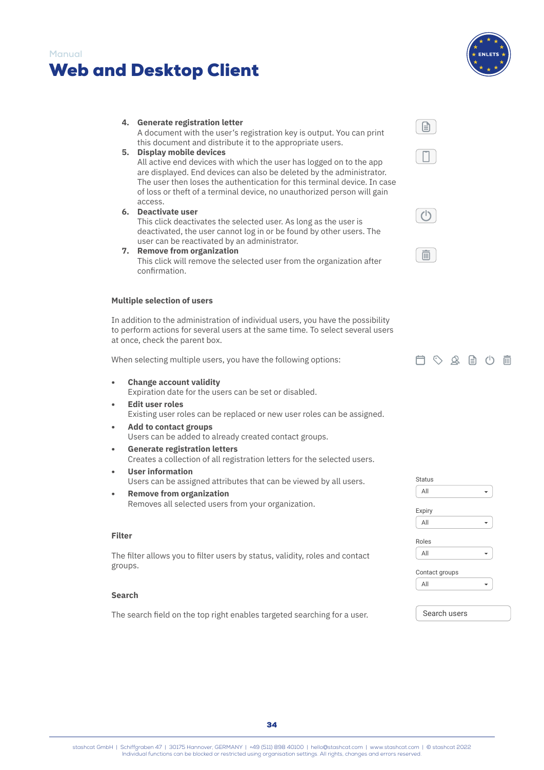4. **Generate registration letter**
   A document with the user's registration key is output. You can print this document and distribute it to the appropriate users.
5. **Display mobile devices**
   All active end devices with which the user has logged on to the app are displayed. End devices can also be deleted by the administrator. The user then loses the authentication for this terminal device. In case of loss or theft of a terminal device, no unauthorized person will gain access.
6. **Deactivate user**
   This click deactivates the selected user. As long as the user is deactivated, the user cannot log in or be found by other users. The user can be reactivated by an administrator.
7. **Remove from organization**
   This click will remove the selected user from the organization after confirmation.

### Multiple selection of users

In addition to the administration of individual users, you have the possibility to perform actions for several users at the same time. To select several users at once, check the parent box.

When selecting multiple users, you have the following options:

- **Change account validity**
  Expiration date for the users can be set or disabled.
- **Edit user roles**
  Existing user roles can be replaced or new user roles can be assigned.
- **Add to contact groups**
  Users can be added to already created contact groups.
- **Generate registration letters**
  Creates a collection of all registration letters for the selected users.
- **User information**
  Users can be assigned attributes that can be viewed by all users.
- **Remove from organization**
  Removes all selected users from your organization.

### Filter

The filter allows you to filter users by status, validity, roles and contact groups.

Status: All
Expiry: All
Roles: All
Contact groups: All

### Search

The search field on the top right enables targeted searching for a user.

Search users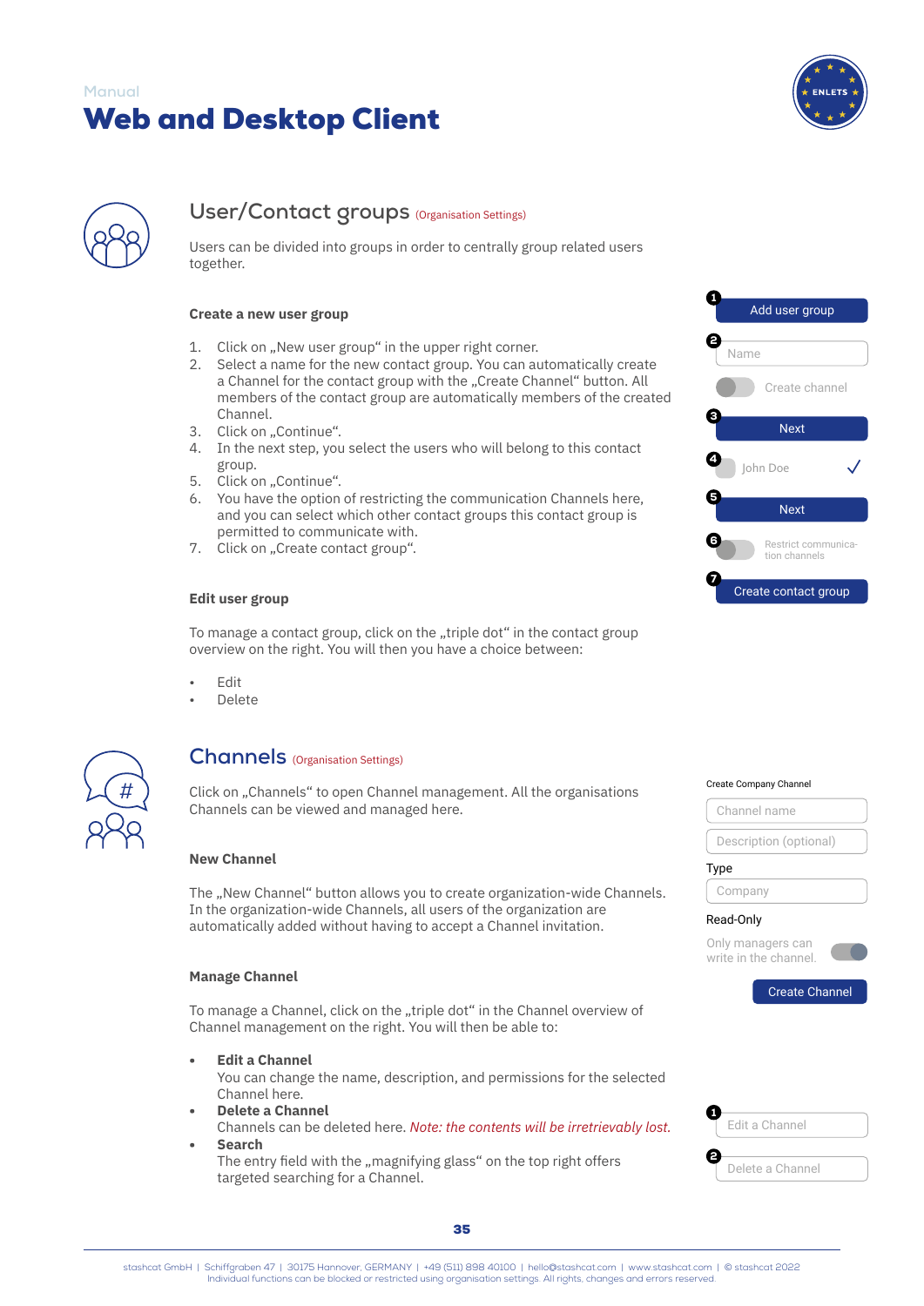Manual

# Web and Desktop Client

## User/Contact groups (Organisation Settings)

Users can be divided into groups in order to centrally group related users together.

### Create a new user group

1. Click on „New user group“ in the upper right corner.
2. Select a name for the new contact group. You can automatically create a Channel for the contact group with the „Create Channel“ button. All members of the contact group are automatically members of the created Channel.
3. Click on „Continue“.
4. In the next step, you select the users who will belong to this contact group.
5. Click on „Continue“.
6. You have the option of restricting the communication Channels here, and you can select which other contact groups this contact group is permitted to communicate with.
7. Click on „Create contact group“.

1 Add user group
2 Name
Create channel
3 Next
4 John Doe ✓
5 Next
6 Restrict communication channels
7 Create contact group

### Edit user group

To manage a contact group, click on the „triple dot“ in the contact group overview on the right. You will then you have a choice between:

- Edit
- Delete

## Channels (Organisation Settings)

Click on „Channels“ to open Channel management. All the organisations Channels can be viewed and managed here.

### New Channel

The „New Channel“ button allows you to create organization-wide Channels. In the organization-wide Channels, all users of the organization are automatically added without having to accept a Channel invitation.

Create Company Channel
Channel name
Description (optional)
Type
Company
Read-Only
Only managers can write in the channel.
Create Channel

### Manage Channel

To manage a Channel, click on the „triple dot“ in the Channel overview of Channel management on the right. You will then be able to:

- **Edit a Channel**
  You can change the name, description, and permissions for the selected Channel here.
- **Delete a Channel**
  Channels can be deleted here. *Note: the contents will be irretrievably lost.*
- **Search**
  The entry field with the „magnifying glass“ on the top right offers targeted searching for a Channel.

1 Edit a Channel
2 Delete a Channel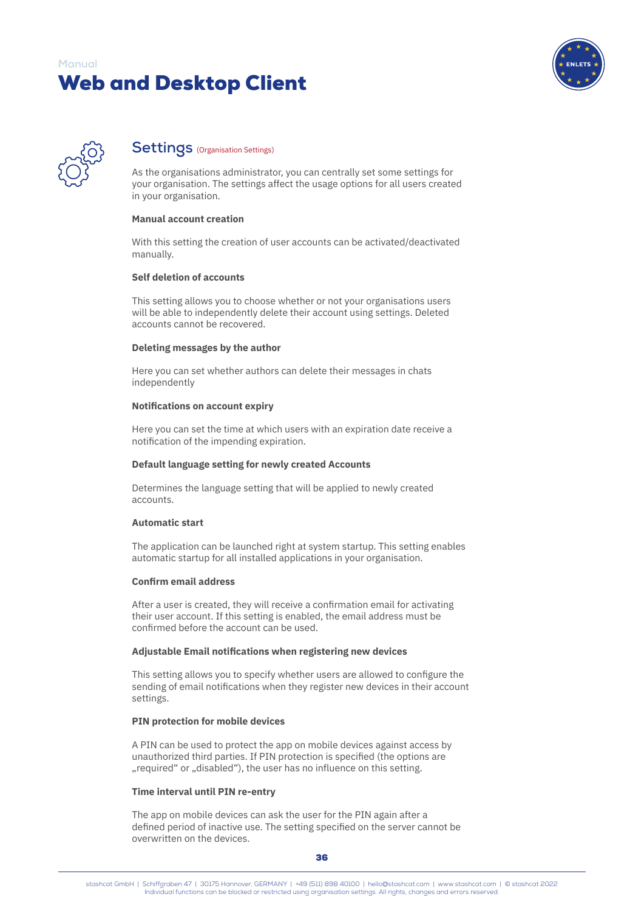## Settings (Organisation Settings)

As the organisations administrator, you can centrally set some settings for your organisation. The settings affect the usage options for all users created in your organisation.

**Manual account creation**

With this setting the creation of user accounts can be activated/deactivated manually.

**Self deletion of accounts**

This setting allows you to choose whether or not your organisations users will be able to independently delete their account using settings. Deleted accounts cannot be recovered.

**Deleting messages by the author**

Here you can set whether authors can delete their messages in chats independently

**Notifications on account expiry**

Here you can set the time at which users with an expiration date receive a notification of the impending expiration.

**Default language setting for newly created Accounts**

Determines the language setting that will be applied to newly created accounts.

**Automatic start**

The application can be launched right at system startup. This setting enables automatic startup for all installed applications in your organisation.

**Confirm email address**

After a user is created, they will receive a confirmation email for activating their user account. If this setting is enabled, the email address must be confirmed before the account can be used.

**Adjustable Email notifications when registering new devices**

This setting allows you to specify whether users are allowed to configure the sending of email notifications when they register new devices in their account settings.

**PIN protection for mobile devices**

A PIN can be used to protect the app on mobile devices against access by unauthorized third parties. If PIN protection is specified (the options are „required“ or „disabled“), the user has no influence on this setting.

**Time interval until PIN re-entry**

The app on mobile devices can ask the user for the PIN again after a defined period of inactive use. The setting specified on the server cannot be overwritten on the devices.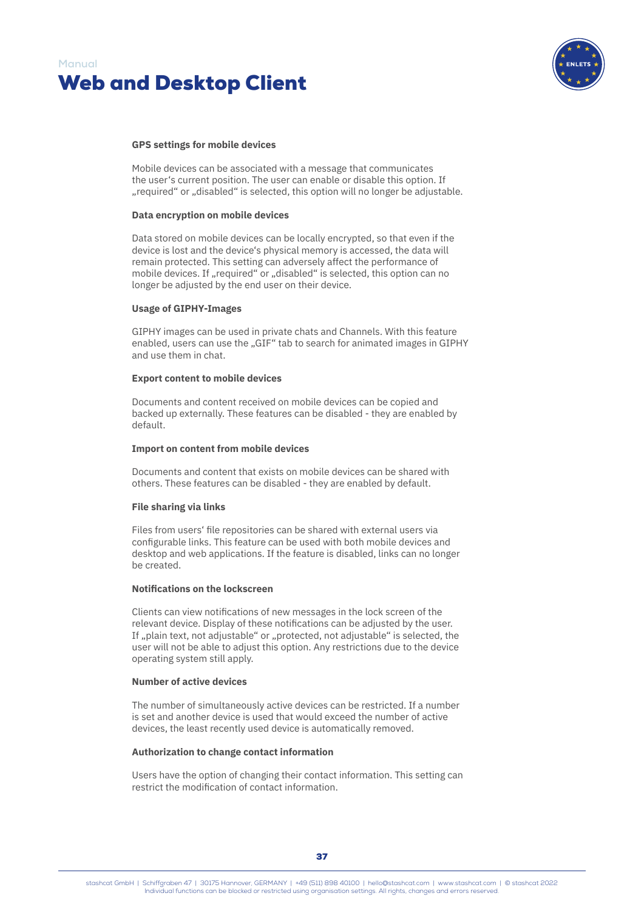#### GPS settings for mobile devices

Mobile devices can be associated with a message that communicates the user‘s current position. The user can enable or disable this option. If „required“ or „disabled“ is selected, this option will no longer be adjustable.

#### Data encryption on mobile devices

Data stored on mobile devices can be locally encrypted, so that even if the device is lost and the device‘s physical memory is accessed, the data will remain protected. This setting can adversely affect the performance of mobile devices. If „required“ or „disabled“ is selected, this option can no longer be adjusted by the end user on their device.

#### Usage of GIPHY-Images

GIPHY images can be used in private chats and Channels. With this feature enabled, users can use the „GIF“ tab to search for animated images in GIPHY and use them in chat.

#### Export content to mobile devices

Documents and content received on mobile devices can be copied and backed up externally. These features can be disabled - they are enabled by default.

#### Import on content from mobile devices

Documents and content that exists on mobile devices can be shared with others. These features can be disabled - they are enabled by default.

#### File sharing via links

Files from users‘ file repositories can be shared with external users via configurable links. This feature can be used with both mobile devices and desktop and web applications. If the feature is disabled, links can no longer be created.

#### Notifications on the lockscreen

Clients can view notifications of new messages in the lock screen of the relevant device. Display of these notifications can be adjusted by the user. If „plain text, not adjustable“ or „protected, not adjustable“ is selected, the user will not be able to adjust this option. Any restrictions due to the device operating system still apply.

#### Number of active devices

The number of simultaneously active devices can be restricted. If a number is set and another device is used that would exceed the number of active devices, the least recently used device is automatically removed.

#### Authorization to change contact information

Users have the option of changing their contact information. This setting can restrict the modification of contact information.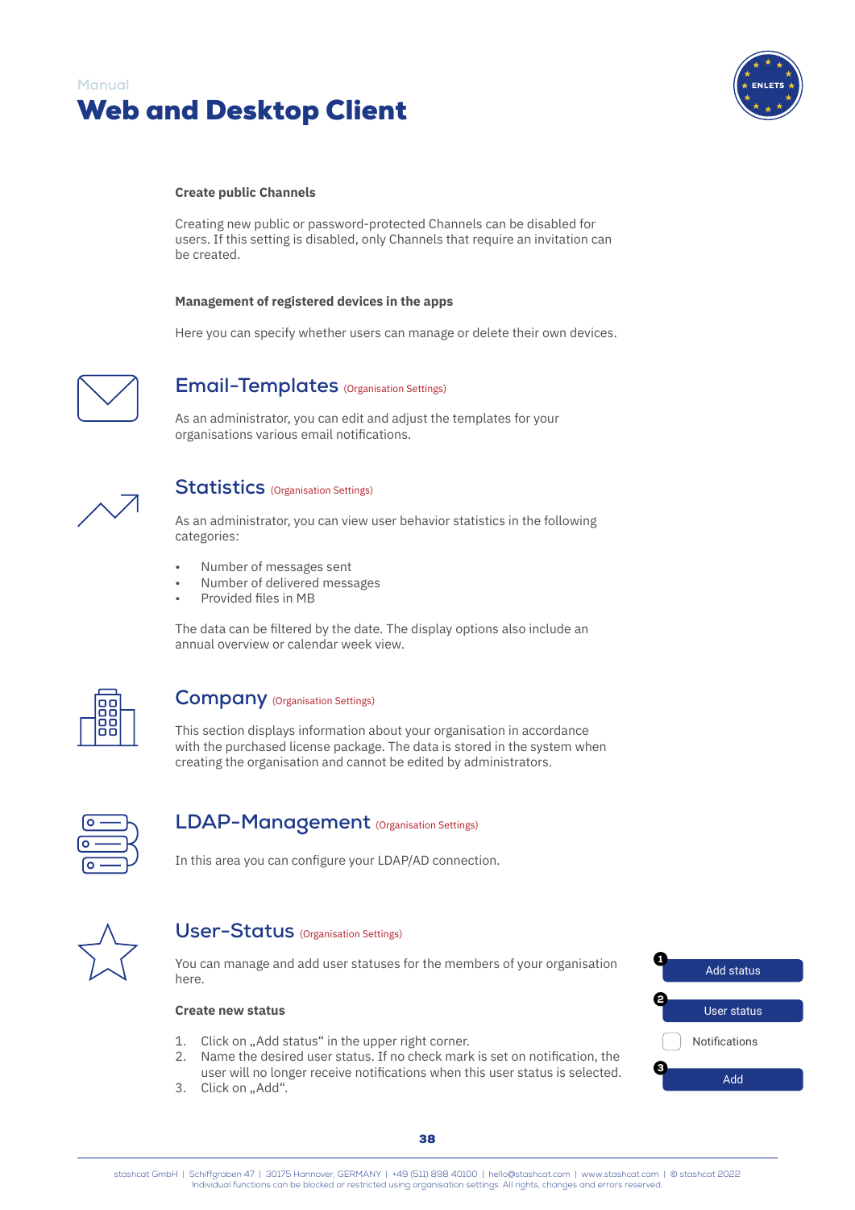#### Create public Channels

Creating new public or password-protected Channels can be disabled for users. If this setting is disabled, only Channels that require an invitation can be created.

#### Management of registered devices in the apps

Here you can specify whether users can manage or delete their own devices.

## Email-Templates (Organisation Settings)

As an administrator, you can edit and adjust the templates for your organisations various email notifications.

## Statistics (Organisation Settings)

As an administrator, you can view user behavior statistics in the following categories:

- Number of messages sent
- Number of delivered messages
- Provided files in MB

The data can be filtered by the date. The display options also include an annual overview or calendar week view.

## Company (Organisation Settings)

This section displays information about your organisation in accordance with the purchased license package. The data is stored in the system when creating the organisation and cannot be edited by administrators.

## LDAP-Management (Organisation Settings)

In this area you can configure your LDAP/AD connection.

## User-Status (Organisation Settings)

You can manage and add user statuses for the members of your organisation here.

#### Create new status

1. Click on „Add status“ in the upper right corner.
2. Name the desired user status. If no check mark is set on notification, the user will no longer receive notifications when this user status is selected.
3. Click on „Add“.

1 Add status

2 User status

Notifications

3 Add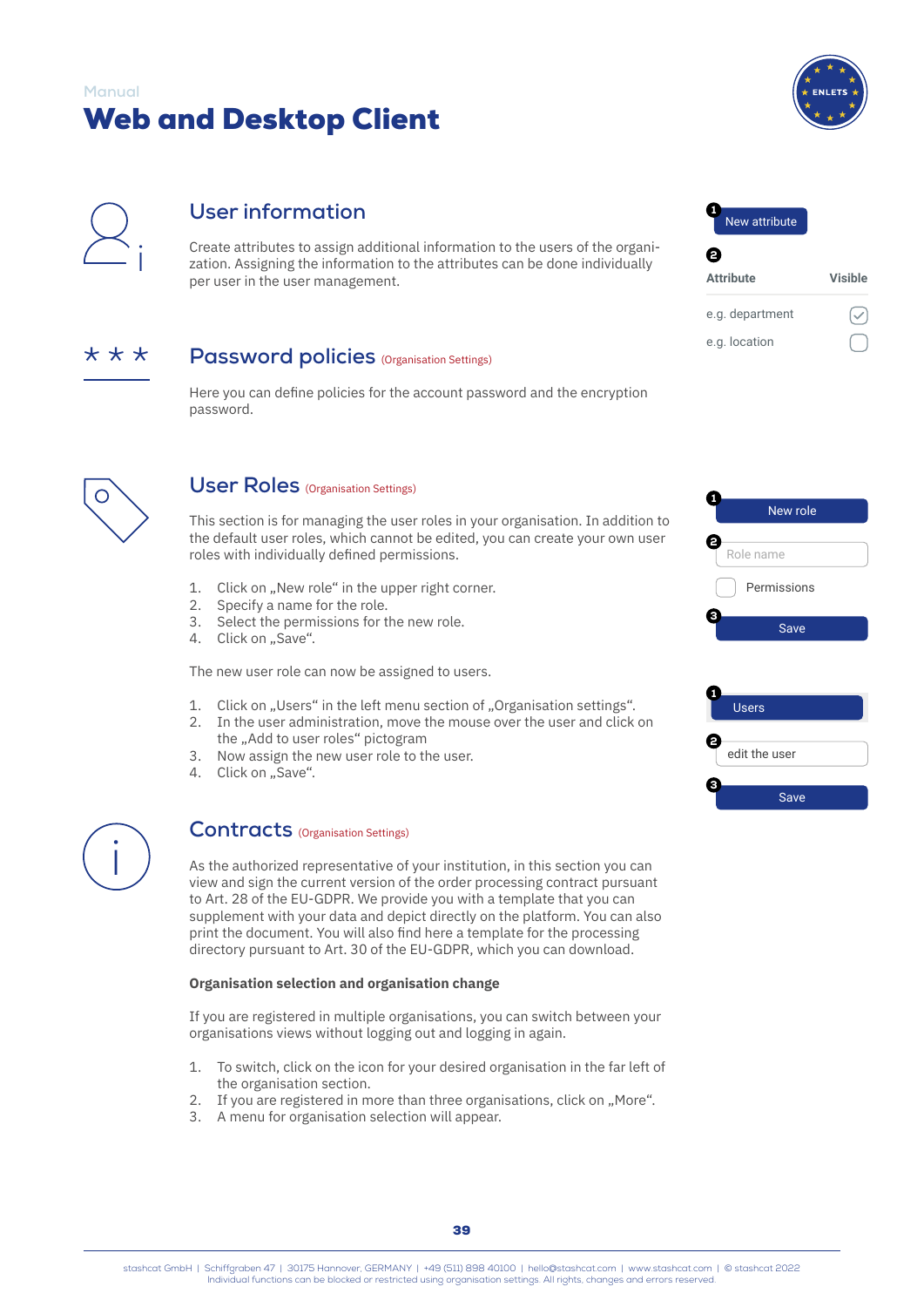Manual

# Web and Desktop Client

## User information

Create attributes to assign additional information to the users of the organization. Assigning the information to the attributes can be done individually per user in the user management.

1 New attribute

2

| Attribute | Visible |
| --- | --- |
| e.g. department | ☑ |
| e.g. location | ☐ |

## Password policies (Organisation Settings)

Here you can define policies for the account password and the encryption password.

## User Roles (Organisation Settings)

This section is for managing the user roles in your organisation. In addition to the default user roles, which cannot be edited, you can create your own user roles with individually defined permissions.

1. Click on „New role" in the upper right corner.
2. Specify a name for the role.
3. Select the permissions for the new role.
4. Click on „Save".

The new user role can now be assigned to users.

1. Click on „Users" in the left menu section of „Organisation settings".
2. In the user administration, move the mouse over the user and click on the „Add to user roles" pictogram
3. Now assign the new user role to the user.
4. Click on „Save".

1 New role

2 Role name

Permissions

3 Save

1 Users

2 edit the user

3 Save

## Contracts (Organisation Settings)

As the authorized representative of your institution, in this section you can view and sign the current version of the order processing contract pursuant to Art. 28 of the EU-GDPR. We provide you with a template that you can supplement with your data and depict directly on the platform. You can also print the document. You will also find here a template for the processing directory pursuant to Art. 30 of the EU-GDPR, which you can download.

**Organisation selection and organisation change**

If you are registered in multiple organisations, you can switch between your organisations views without logging out and logging in again.

1. To switch, click on the icon for your desired organisation in the far left of the organisation section.
2. If you are registered in more than three organisations, click on „More".
3. A menu for organisation selection will appear.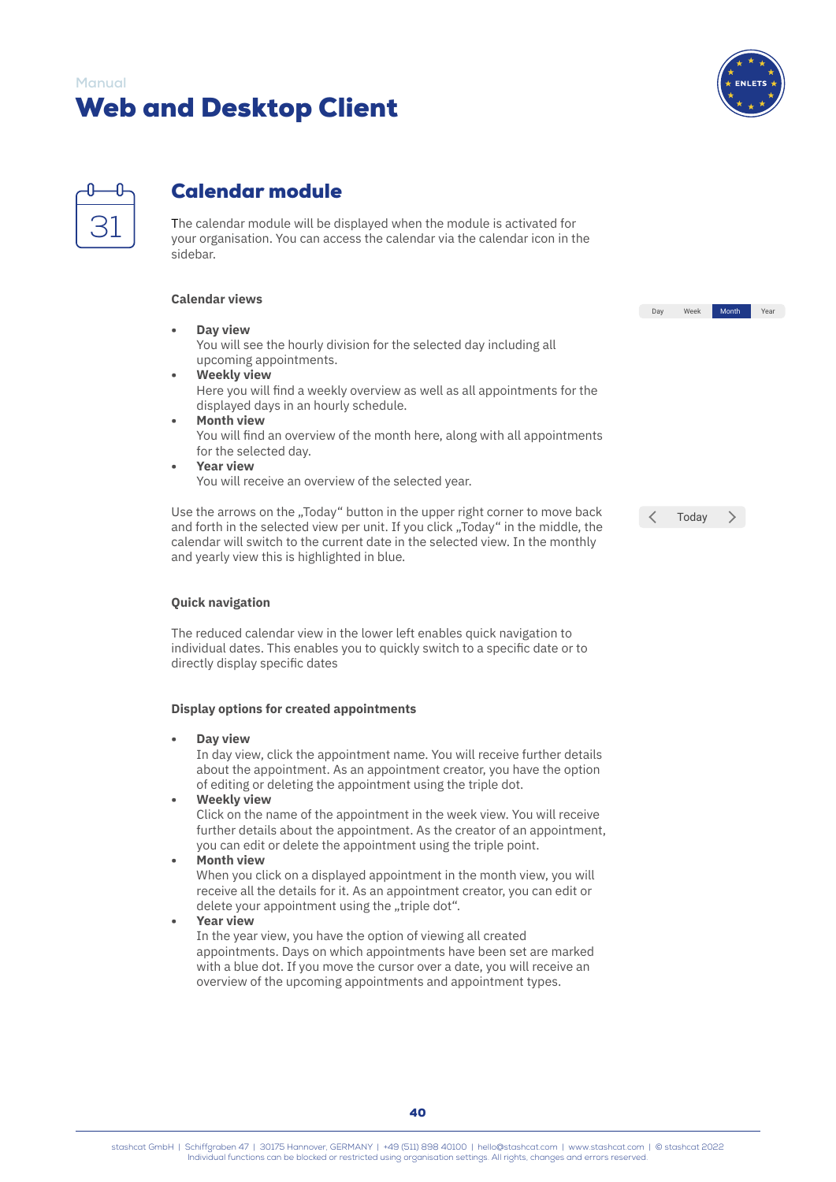## Calendar module

The calendar module will be displayed when the module is activated for your organisation. You can access the calendar via the calendar icon in the sidebar.

### Calendar views

Day Week Month Year

- **Day view**
  You will see the hourly division for the selected day including all upcoming appointments.
- **Weekly view**
  Here you will find a weekly overview as well as all appointments for the displayed days in an hourly schedule.
- **Month view**
  You will find an overview of the month here, along with all appointments for the selected day.
- **Year view**
  You will receive an overview of the selected year.

Use the arrows on the „Today“ button in the upper right corner to move back and forth in the selected view per unit. If you click „Today“ in the middle, the calendar will switch to the current date in the selected view. In the monthly and yearly view this is highlighted in blue.

< Today >

### Quick navigation

The reduced calendar view in the lower left enables quick navigation to individual dates. This enables you to quickly switch to a specific date or to directly display specific dates

### Display options for created appointments

- **Day view**
  In day view, click the appointment name. You will receive further details about the appointment. As an appointment creator, you have the option of editing or deleting the appointment using the triple dot.
- **Weekly view**
  Click on the name of the appointment in the week view. You will receive further details about the appointment. As the creator of an appointment, you can edit or delete the appointment using the triple point.
- **Month view**
  When you click on a displayed appointment in the month view, you will receive all the details for it. As an appointment creator, you can edit or delete your appointment using the „triple dot“.
- **Year view**
  In the year view, you have the option of viewing all created appointments. Days on which appointments have been set are marked with a blue dot. If you move the cursor over a date, you will receive an overview of the upcoming appointments and appointment types.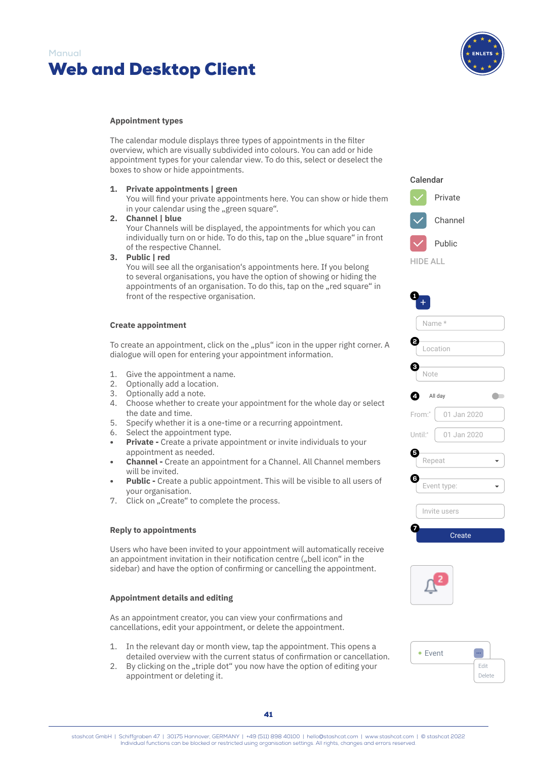Manual

# Web and Desktop Client

### Appointment types

The calendar module displays three types of appointments in the filter overview, which are visually subdivided into colours. You can add or hide appointment types for your calendar view. To do this, select or deselect the boxes to show or hide appointments.

1. **Private appointments | green**
   You will find your private appointments here. You can show or hide them in your calendar using the „green square".
2. **Channel | blue**
   Your Channels will be displayed, the appointments for which you can individually turn on or hide. To do this, tap on the „blue square" in front of the respective Channel.
3. **Public | red**
   You will see all the organisation's appointments here. If you belong to several organisations, you have the option of showing or hiding the appointments of an organisation. To do this, tap on the „red square" in front of the respective organisation.

Calendar
Private
Channel
Public
HIDE ALL

### Create appointment

To create an appointment, click on the „plus" icon in the upper right corner. A dialogue will open for entering your appointment information.

1. Give the appointment a name.
2. Optionally add a location.
3. Optionally add a note.
4. Choose whether to create your appointment for the whole day or select the date and time.
5. Specify whether it is a one-time or a recurring appointment.
6. Select the appointment type.
- **Private -** Create a private appointment or invite individuals to your appointment as needed.
- **Channel -** Create an appointment for a Channel. All Channel members will be invited.
- **Public -** Create a public appointment. This will be visible to all users of your organisation.
7. Click on „Create" to complete the process.

Name *
Location
Note
All day
From:* 01 Jan 2020
Until:* 01 Jan 2020
Repeat
Event type:
Invite users
Create

### Reply to appointments

Users who have been invited to your appointment will automatically receive an appointment invitation in their notification centre („bell icon" in the sidebar) and have the option of confirming or cancelling the appointment.

### Appointment details and editing

As an appointment creator, you can view your confirmations and cancellations, edit your appointment, or delete the appointment.

1. In the relevant day or month view, tap the appointment. This opens a detailed overview with the current status of confirmation or cancellation.
2. By clicking on the „triple dot" you now have the option of editing your appointment or deleting it.

Event
Edit
Delete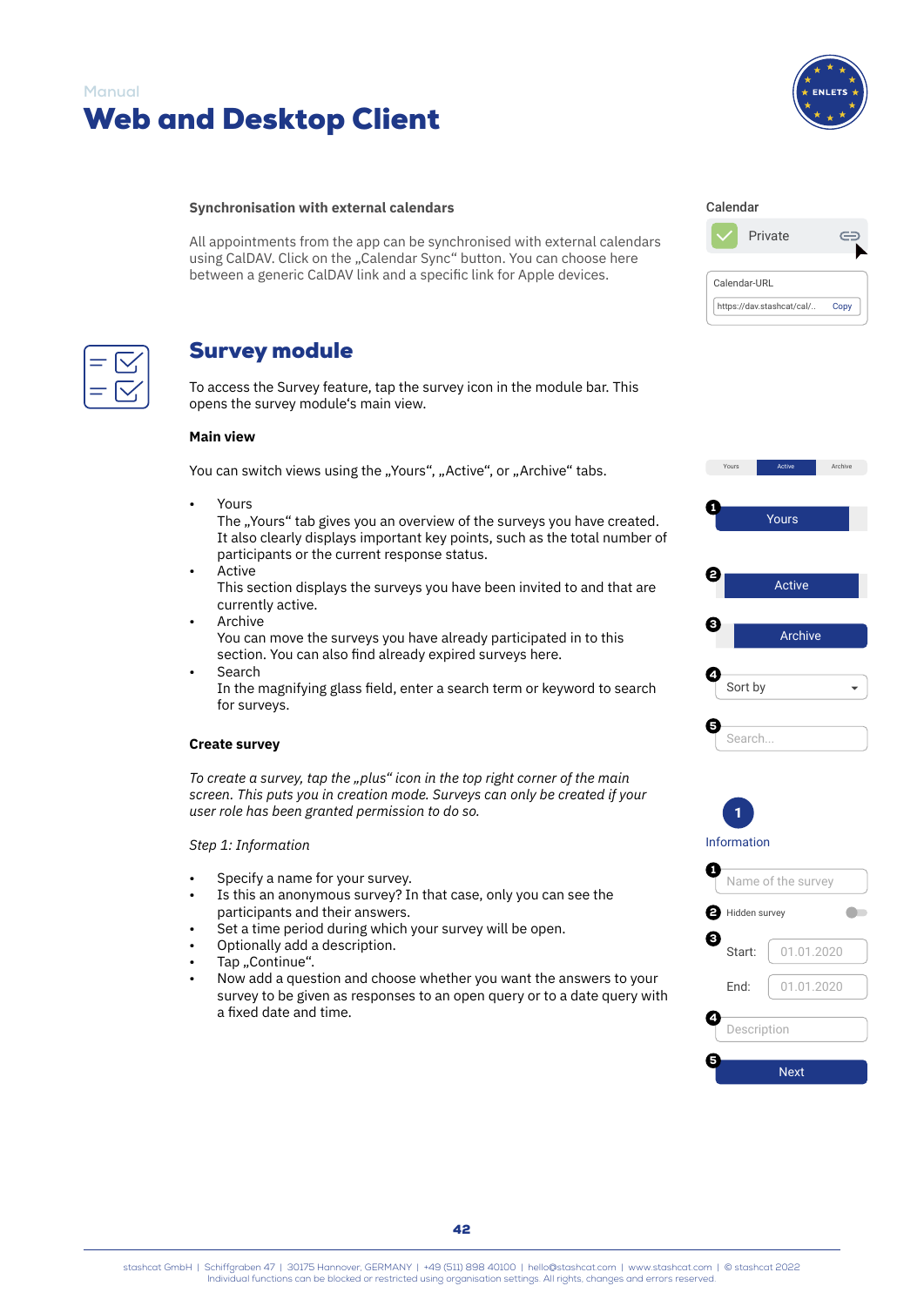Manual

# Web and Desktop Client

### Synchronisation with external calendars

All appointments from the app can be synchronised with external calendars using CalDAV. Click on the „Calendar Sync“ button. You can choose here between a generic CalDAV link and a specific link for Apple devices.

Calendar

Private

Calendar-URL

https://dav.stashcat/cal/.. Copy

## Survey module

To access the Survey feature, tap the survey icon in the module bar. This opens the survey module‘s main view.

### Main view

You can switch views using the „Yours“, „Active“, or „Archive“ tabs.

- Yours
  The „Yours“ tab gives you an overview of the surveys you have created. It also clearly displays important key points, such as the total number of participants or the current response status.
- Active
  This section displays the surveys you have been invited to and that are currently active.
- Archive
  You can move the surveys you have already participated in to this section. You can also find already expired surveys here.
- Search
  In the magnifying glass field, enter a search term or keyword to search for surveys.

Yours | Active | Archive

1 Yours

2 Active

3 Archive

4 Sort by

5 Search...

### Create survey

*To create a survey, tap the „plus“ icon in the top right corner of the main screen. This puts you in creation mode. Surveys can only be created if your user role has been granted permission to do so.*

*Step 1: Information*

- Specify a name for your survey.
- Is this an anonymous survey? In that case, only you can see the participants and their answers.
- Set a time period during which your survey will be open.
- Optionally add a description.
- Tap „Continue“.
- Now add a question and choose whether you want the answers to your survey to be given as responses to an open query or to a date query with a fixed date and time.

1 Information

1 Name of the survey

2 Hidden survey

3 Start: 01.01.2020 End: 01.01.2020

4 Description

5 Next

stashcat GmbH | Schiffgraben 47 | 30175 Hannover, GERMANY | +49 (511) 898 40100 | hello@stashcat.com | www.stashcat.com | © stashcat 2022
Individual functions can be blocked or restricted using organisation settings. All rights, changes and errors reserved.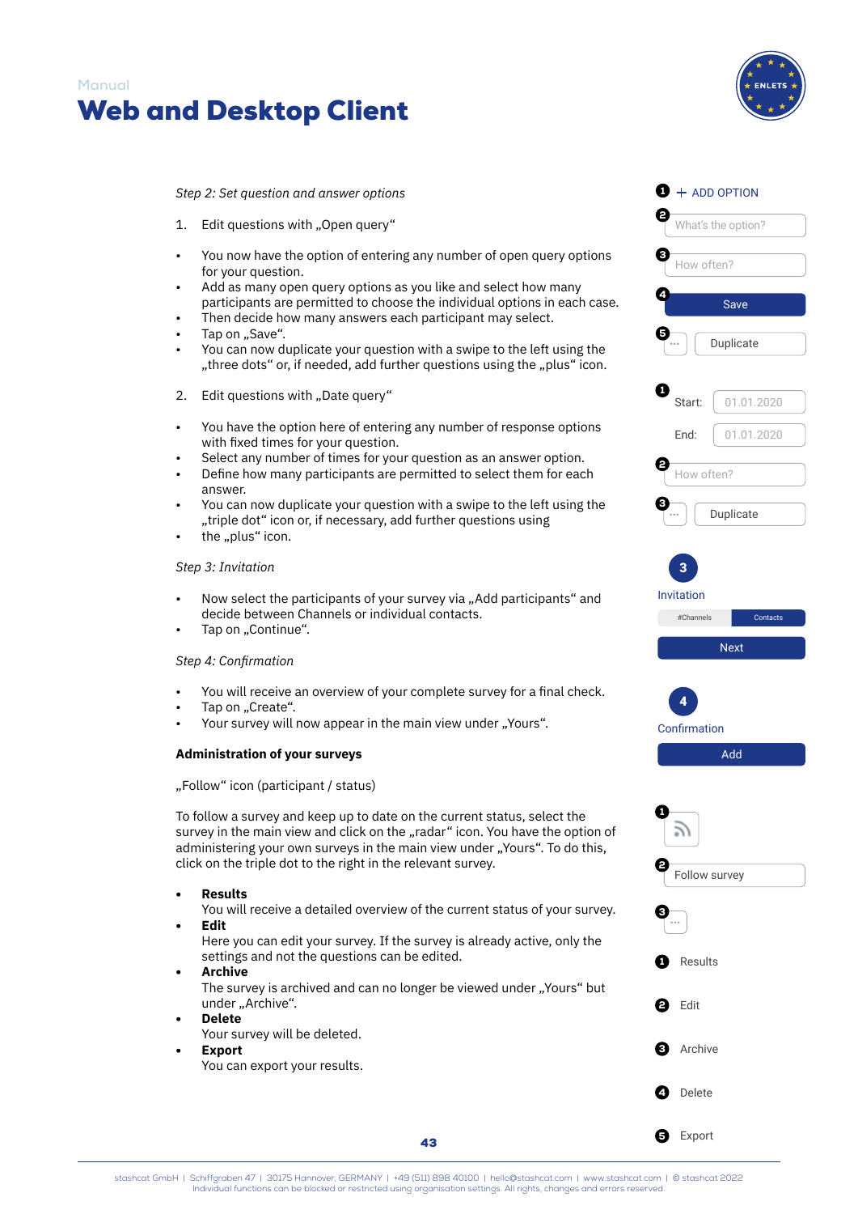Manual

# Web and Desktop Client

*Step 2: Set question and answer options*

1. Edit questions with „Open query“

- You now have the option of entering any number of open query options for your question.
- Add as many open query options as you like and select how many participants are permitted to choose the individual options in each case.
- Then decide how many answers each participant may select.
- Tap on „Save“.
- You can now duplicate your question with a swipe to the left using the „three dots“ or, if needed, add further questions using the „plus“ icon.

2. Edit questions with „Date query“

- You have the option here of entering any number of response options with fixed times for your question.
- Select any number of times for your question as an answer option.
- Define how many participants are permitted to select them for each answer.
- You can now duplicate your question with a swipe to the left using the „triple dot“ icon or, if necessary, add further questions using
- the „plus“ icon.

*Step 3: Invitation*

- Now select the participants of your survey via „Add participants“ and decide between Channels or individual contacts.
- Tap on „Continue“.

*Step 4: Confirmation*

- You will receive an overview of your complete survey for a final check.
- Tap on „Create“.
- Your survey will now appear in the main view under „Yours“.

**Administration of your surveys**

„Follow“ icon (participant / status)

To follow a survey and keep up to date on the current status, select the survey in the main view and click on the „radar“ icon. You have the option of administering your own surveys in the main view under „Yours“. To do this, click on the triple dot to the right in the relevant survey.

- **Results**
  You will receive a detailed overview of the current status of your survey.
- **Edit**
  Here you can edit your survey. If the survey is already active, only the settings and not the questions can be edited.
- **Archive**
  The survey is archived and can no longer be viewed under „Yours“ but under „Archive“.
- **Delete**
  Your survey will be deleted.
- **Export**
  You can export your results.

1 + ADD OPTION
2 What's the option?
3 How often?
4 Save
5 ··· Duplicate

1 Start: 01.01.2020
End: 01.01.2020
2 How often?
3 ··· Duplicate

3 Invitation
#Channels | Contacts
Next

4 Confirmation
Add

1 (radar icon)
2 Follow survey
3 ···

1 Results
2 Edit
3 Archive
4 Delete
5 Export

stashcat GmbH | Schiffgraben 47 | 30175 Hannover, GERMANY | +49 (511) 898 40100 | hello@stashcat.com | www.stashcat.com | © stashcat 2022
Individual functions can be blocked or restricted using organisation settings. All rights, changes and errors reserved.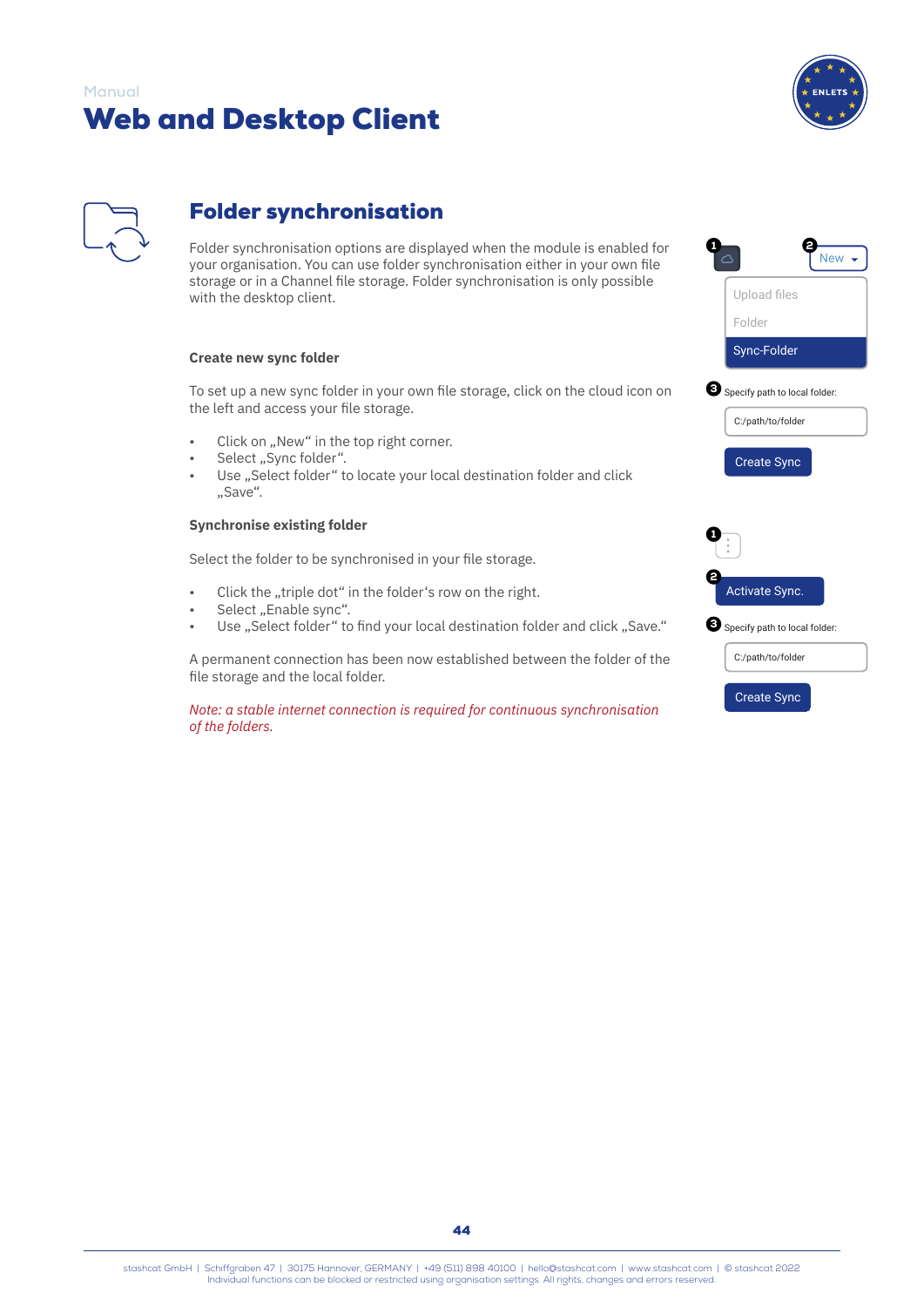Manual

# Web and Desktop Client

## Folder synchronisation

Folder synchronisation options are displayed when the module is enabled for your organisation. You can use folder synchronisation either in your own file storage or in a Channel file storage. Folder synchronisation is only possible with the desktop client.

### Create new sync folder

To set up a new sync folder in your own file storage, click on the cloud icon on the left and access your file storage.

- Click on „New“ in the top right corner.
- Select „Sync folder“.
- Use „Select folder“ to locate your local destination folder and click „Save“.

### Synchronise existing folder

Select the folder to be synchronised in your file storage.

- Click the „triple dot“ in the folder‘s row on the right.
- Select „Enable sync“.
- Use „Select folder“ to find your local destination folder and click „Save.“

A permanent connection has been now established between the folder of the file storage and the local folder.

*Note: a stable internet connection is required for continuous synchronisation of the folders.*

1 2 New

Upload files

Folder

Sync-Folder

3 Specify path to local folder:

C:/path/to/folder

Create Sync

1

2 Activate Sync.

3 Specify path to local folder:

C:/path/to/folder

Create Sync

stashcat GmbH | Schiffgraben 47 | 30175 Hannover, GERMANY | +49 (511) 898 40100 | hello@stashcat.com | www.stashcat.com | © stashcat 2022
Individual functions can be blocked or restricted using organisation settings. All rights, changes and errors reserved.